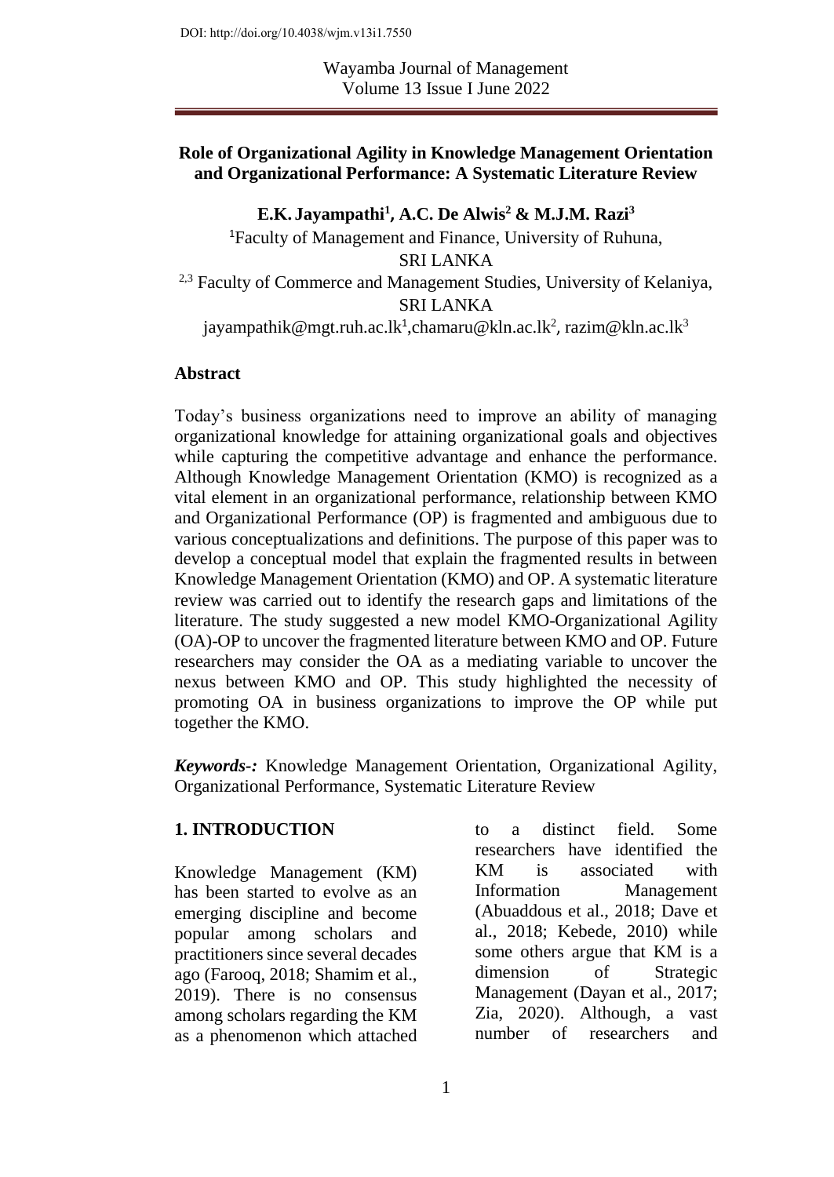DOI: http://doi.org/10.4038/wjm.v13i1.7550

Wayamba Journal of Management
Volume 13 Issue I June 2022

# Role of Organizational Agility in Knowledge Management Orientation and Organizational Performance: A Systematic Literature Review

**E.K. Jayampathi[1], A.C. De Alwis[2] & M.J.M. Razi[3]**

[1]Faculty of Management and Finance, University of Ruhuna, SRI LANKA

[2,3] Faculty of Commerce and Management Studies, University of Kelaniya, SRI LANKA

jayampathik@mgt.ruh.ac.lk[1], chamaru@kln.ac.lk[2], razim@kln.ac.lk[3]

## Abstract

Today's business organizations need to improve an ability of managing organizational knowledge for attaining organizational goals and objectives while capturing the competitive advantage and enhance the performance. Although Knowledge Management Orientation (KMO) is recognized as a vital element in an organizational performance, relationship between KMO and Organizational Performance (OP) is fragmented and ambiguous due to various conceptualizations and definitions. The purpose of this paper was to develop a conceptual model that explain the fragmented results in between Knowledge Management Orientation (KMO) and OP. A systematic literature review was carried out to identify the research gaps and limitations of the literature. The study suggested a new model KMO-Organizational Agility (OA)-OP to uncover the fragmented literature between KMO and OP. Future researchers may consider the OA as a mediating variable to uncover the nexus between KMO and OP. This study highlighted the necessity of promoting OA in business organizations to improve the OP while put together the KMO.

***Keywords-:*** Knowledge Management Orientation, Organizational Agility, Organizational Performance, Systematic Literature Review

## 1. INTRODUCTION

Knowledge Management (KM) has been started to evolve as an emerging discipline and become popular among scholars and practitioners since several decades ago (Farooq, 2018; Shamim et al., 2019). There is no consensus among scholars regarding the KM as a phenomenon which attached to a distinct field. Some researchers have identified the KM is associated with Information Management (Abuaddous et al., 2018; Dave et al., 2018; Kebede, 2010) while some others argue that KM is a dimension of Strategic Management (Dayan et al., 2017; Zia, 2020). Although, a vast number of researchers and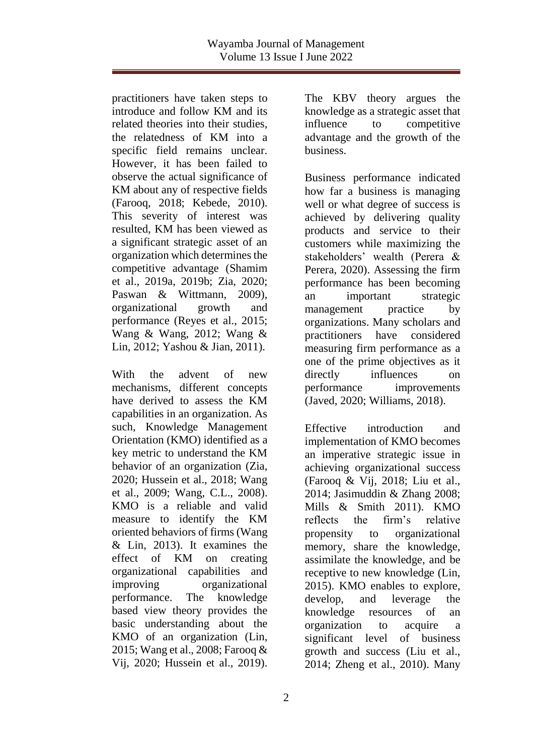practitioners have taken steps to introduce and follow KM and its related theories into their studies, the relatedness of KM into a specific field remains unclear. However, it has been failed to observe the actual significance of KM about any of respective fields (Farooq, 2018; Kebede, 2010). This severity of interest was resulted, KM has been viewed as a significant strategic asset of an organization which determines the competitive advantage (Shamim et al., 2019a, 2019b; Zia, 2020; Paswan & Wittmann, 2009), organizational growth and performance (Reyes et al., 2015; Wang & Wang, 2012; Wang & Lin, 2012; Yashou & Jian, 2011).

With the advent of new mechanisms, different concepts have derived to assess the KM capabilities in an organization. As such, Knowledge Management Orientation (KMO) identified as a key metric to understand the KM behavior of an organization (Zia, 2020; Hussein et al., 2018; Wang et al., 2009; Wang, C.L., 2008). KMO is a reliable and valid measure to identify the KM oriented behaviors of firms (Wang & Lin, 2013). It examines the effect of KM on creating organizational capabilities and improving organizational performance. The knowledge based view theory provides the basic understanding about the KMO of an organization (Lin, 2015; Wang et al., 2008; Farooq & Vij, 2020; Hussein et al., 2019). The KBV theory argues the knowledge as a strategic asset that influence to competitive advantage and the growth of the business.

Business performance indicated how far a business is managing well or what degree of success is achieved by delivering quality products and service to their customers while maximizing the stakeholders' wealth (Perera & Perera, 2020). Assessing the firm performance has been becoming an important strategic management practice by organizations. Many scholars and practitioners have considered measuring firm performance as a one of the prime objectives as it directly influences on performance improvements (Javed, 2020; Williams, 2018).

Effective introduction and implementation of KMO becomes an imperative strategic issue in achieving organizational success (Farooq & Vij, 2018; Liu et al., 2014; Jasimuddin & Zhang 2008; Mills & Smith 2011). KMO reflects the firm's relative propensity to organizational memory, share the knowledge, assimilate the knowledge, and be receptive to new knowledge (Lin, 2015). KMO enables to explore, develop, and leverage the knowledge resources of an organization to acquire a significant level of business growth and success (Liu et al., 2014; Zheng et al., 2010). Many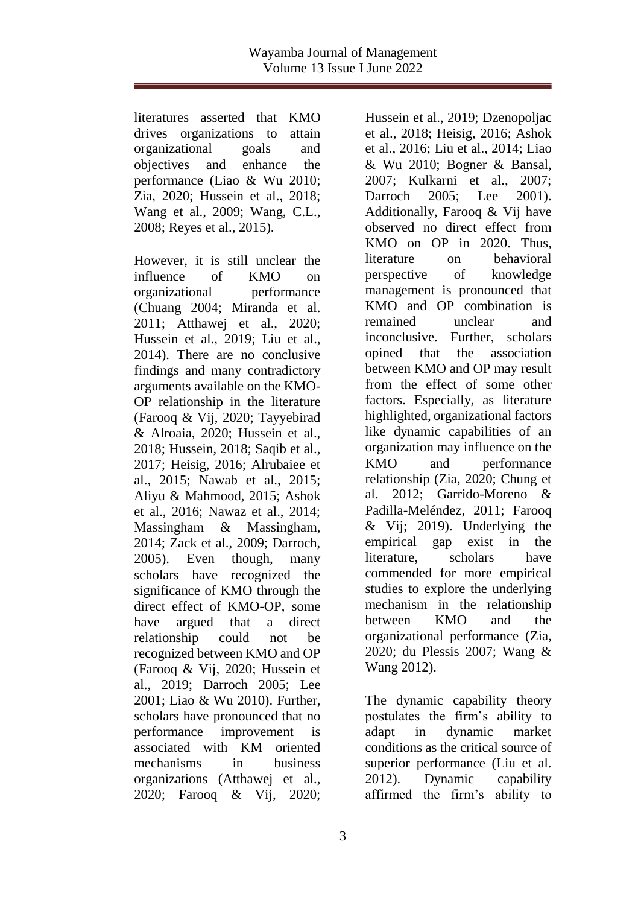literatures asserted that KMO drives organizations to attain organizational goals and objectives and enhance the performance (Liao & Wu 2010; Zia, 2020; Hussein et al., 2018; Wang et al., 2009; Wang, C.L., 2008; Reyes et al., 2015).

However, it is still unclear the influence of KMO on organizational performance (Chuang 2004; Miranda et al. 2011; Atthawej et al., 2020; Hussein et al., 2019; Liu et al., 2014). There are no conclusive findings and many contradictory arguments available on the KMO-OP relationship in the literature (Farooq & Vij, 2020; Tayyebirad & Alroaia, 2020; Hussein et al., 2018; Hussein, 2018; Saqib et al., 2017; Heisig, 2016; Alrubaiee et al., 2015; Nawab et al., 2015; Aliyu & Mahmood, 2015; Ashok et al., 2016; Nawaz et al., 2014; Massingham & Massingham, 2014; Zack et al., 2009; Darroch, 2005). Even though, many scholars have recognized the significance of KMO through the direct effect of KMO-OP, some have argued that a direct relationship could not be recognized between KMO and OP (Farooq & Vij, 2020; Hussein et al., 2019; Darroch 2005; Lee 2001; Liao & Wu 2010). Further, scholars have pronounced that no performance improvement is associated with KM oriented mechanisms in business organizations (Atthawej et al., 2020; Farooq & Vij, 2020; Hussein et al., 2019; Dzenopoljac et al., 2018; Heisig, 2016; Ashok et al., 2016; Liu et al., 2014; Liao & Wu 2010; Bogner & Bansal, 2007; Kulkarni et al., 2007; Darroch 2005; Lee 2001). Additionally, Farooq & Vij have observed no direct effect from KMO on OP in 2020. Thus, literature on behavioral perspective of knowledge management is pronounced that KMO and OP combination is remained unclear and inconclusive. Further, scholars opined that the association between KMO and OP may result from the effect of some other factors. Especially, as literature highlighted, organizational factors like dynamic capabilities of an organization may influence on the KMO and performance relationship (Zia, 2020; Chung et al. 2012; Garrido-Moreno & Padilla-Meléndez, 2011; Farooq & Vij; 2019). Underlying the empirical gap exist in the literature, scholars have commended for more empirical studies to explore the underlying mechanism in the relationship between KMO and the organizational performance (Zia, 2020; du Plessis 2007; Wang & Wang 2012).

The dynamic capability theory postulates the firm's ability to adapt in dynamic market conditions as the critical source of superior performance (Liu et al. 2012). Dynamic capability affirmed the firm's ability to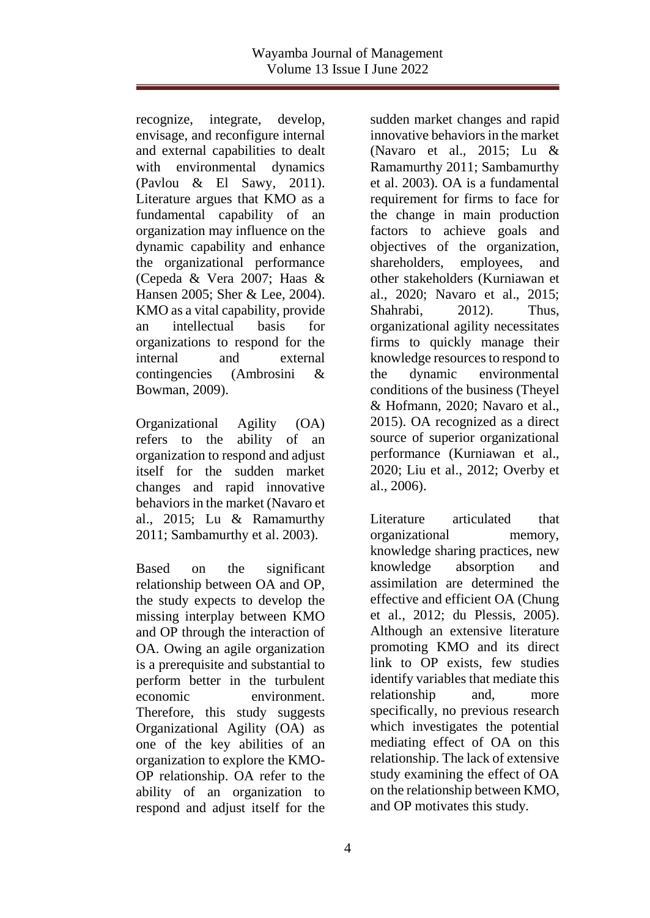recognize, integrate, develop, envisage, and reconfigure internal and external capabilities to dealt with environmental dynamics (Pavlou & El Sawy, 2011). Literature argues that KMO as a fundamental capability of an organization may influence on the dynamic capability and enhance the organizational performance (Cepeda & Vera 2007; Haas & Hansen 2005; Sher & Lee, 2004). KMO as a vital capability, provide an intellectual basis for organizations to respond for the internal and external contingencies (Ambrosini & Bowman, 2009).

Organizational Agility (OA) refers to the ability of an organization to respond and adjust itself for the sudden market changes and rapid innovative behaviors in the market (Navaro et al., 2015; Lu & Ramamurthy 2011; Sambamurthy et al. 2003).

Based on the significant relationship between OA and OP, the study expects to develop the missing interplay between KMO and OP through the interaction of OA. Owing an agile organization is a prerequisite and substantial to perform better in the turbulent economic environment. Therefore, this study suggests Organizational Agility (OA) as one of the key abilities of an organization to explore the KMO-OP relationship. OA refer to the ability of an organization to respond and adjust itself for the sudden market changes and rapid innovative behaviors in the market (Navaro et al., 2015; Lu & Ramamurthy 2011; Sambamurthy et al. 2003). OA is a fundamental requirement for firms to face for the change in main production factors to achieve goals and objectives of the organization, shareholders, employees, and other stakeholders (Kurniawan et al., 2020; Navaro et al., 2015; Shahrabi, 2012). Thus, organizational agility necessitates firms to quickly manage their knowledge resources to respond to the dynamic environmental conditions of the business (Theyel & Hofmann, 2020; Navaro et al., 2015). OA recognized as a direct source of superior organizational performance (Kurniawan et al., 2020; Liu et al., 2012; Overby et al., 2006).

Literature articulated that organizational memory, knowledge sharing practices, new knowledge absorption and assimilation are determined the effective and efficient OA (Chung et al., 2012; du Plessis, 2005). Although an extensive literature promoting KMO and its direct link to OP exists, few studies identify variables that mediate this relationship and, more specifically, no previous research which investigates the potential mediating effect of OA on this relationship. The lack of extensive study examining the effect of OA on the relationship between KMO, and OP motivates this study.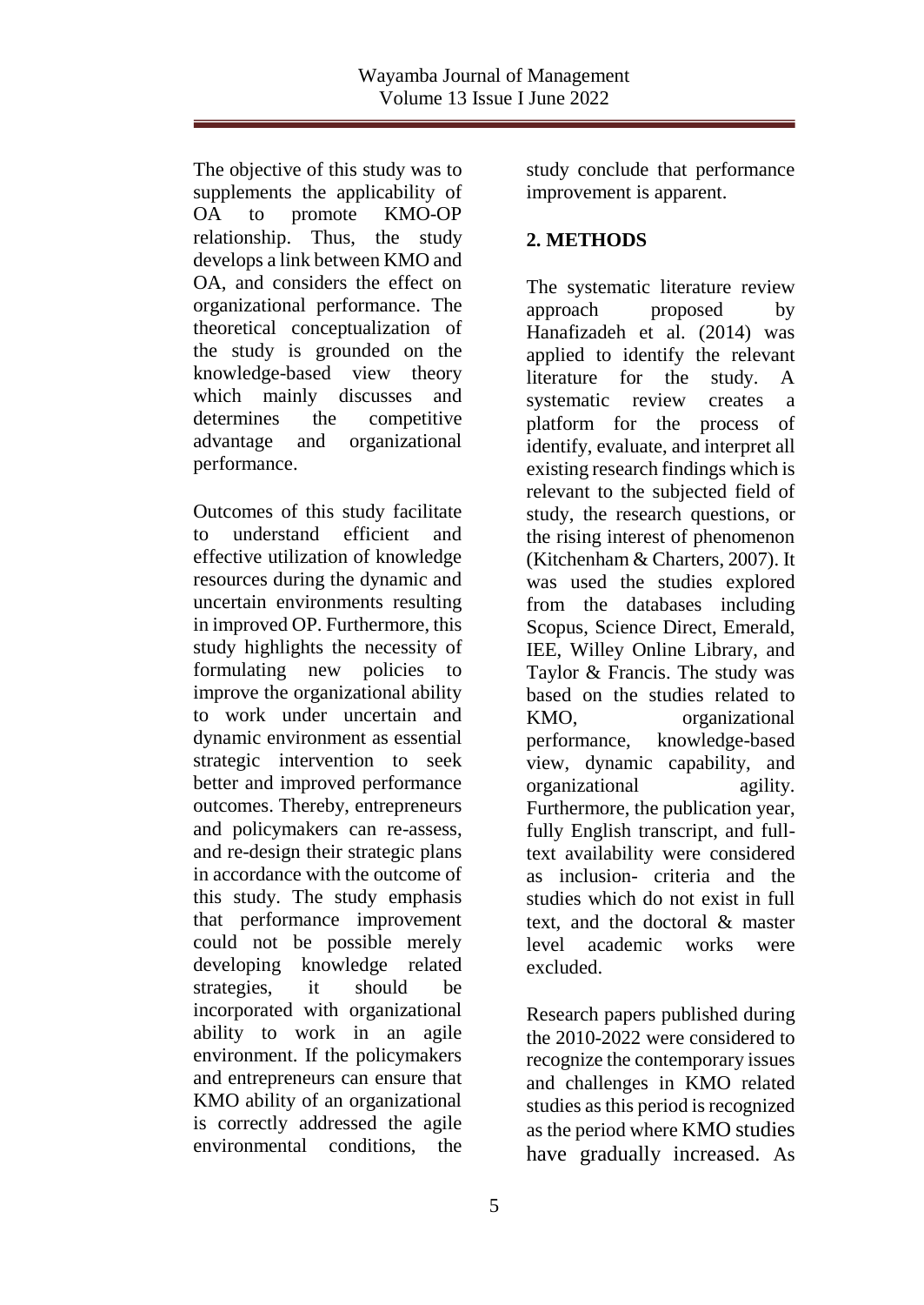The objective of this study was to supplements the applicability of OA to promote KMO-OP relationship. Thus, the study develops a link between KMO and OA, and considers the effect on organizational performance. The theoretical conceptualization of the study is grounded on the knowledge-based view theory which mainly discusses and determines the competitive advantage and organizational performance.

Outcomes of this study facilitate to understand efficient and effective utilization of knowledge resources during the dynamic and uncertain environments resulting in improved OP. Furthermore, this study highlights the necessity of formulating new policies to improve the organizational ability to work under uncertain and dynamic environment as essential strategic intervention to seek better and improved performance outcomes. Thereby, entrepreneurs and policymakers can re-assess, and re-design their strategic plans in accordance with the outcome of this study. The study emphasis that performance improvement could not be possible merely developing knowledge related strategies, it should be incorporated with organizational ability to work in an agile environment. If the policymakers and entrepreneurs can ensure that KMO ability of an organizational is correctly addressed the agile environmental conditions, the study conclude that performance improvement is apparent.

## 2. METHODS

The systematic literature review approach proposed by Hanafizadeh et al. (2014) was applied to identify the relevant literature for the study. A systematic review creates a platform for the process of identify, evaluate, and interpret all existing research findings which is relevant to the subjected field of study, the research questions, or the rising interest of phenomenon (Kitchenham & Charters, 2007). It was used the studies explored from the databases including Scopus, Science Direct, Emerald, IEE, Willey Online Library, and Taylor & Francis. The study was based on the studies related to KMO, organizational performance, knowledge-based view, dynamic capability, and organizational agility. Furthermore, the publication year, fully English transcript, and full-text availability were considered as inclusion- criteria and the studies which do not exist in full text, and the doctoral & master level academic works were excluded.

Research papers published during the 2010-2022 were considered to recognize the contemporary issues and challenges in KMO related studies as this period is recognized as the period where KMO studies have gradually increased. As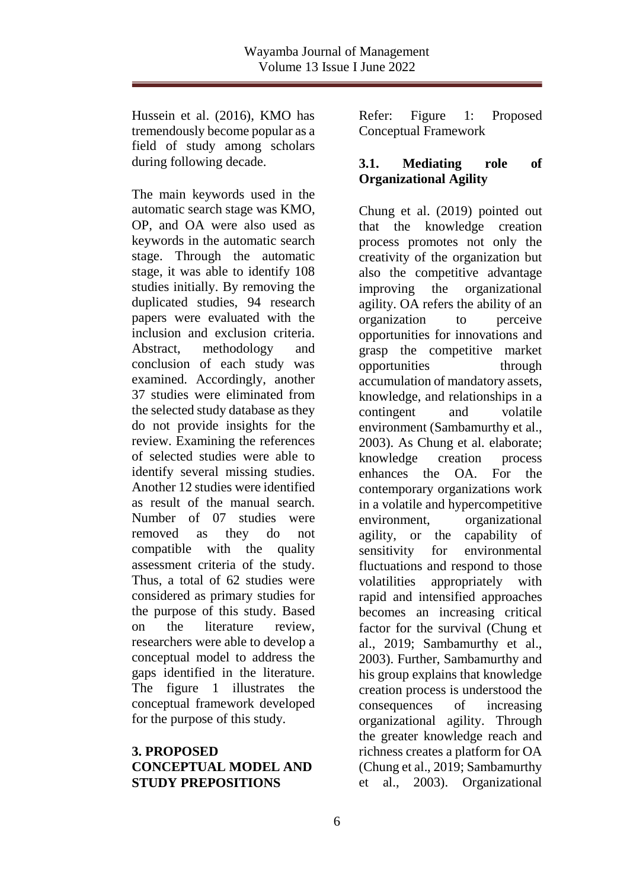Hussein et al. (2016), KMO has tremendously become popular as a field of study among scholars during following decade.

The main keywords used in the automatic search stage was KMO, OP, and OA were also used as keywords in the automatic search stage. Through the automatic stage, it was able to identify 108 studies initially. By removing the duplicated studies, 94 research papers were evaluated with the inclusion and exclusion criteria. Abstract, methodology and conclusion of each study was examined. Accordingly, another 37 studies were eliminated from the selected study database as they do not provide insights for the review. Examining the references of selected studies were able to identify several missing studies. Another 12 studies were identified as result of the manual search. Number of 07 studies were removed as they do not compatible with the quality assessment criteria of the study. Thus, a total of 62 studies were considered as primary studies for the purpose of this study. Based on the literature review, researchers were able to develop a conceptual model to address the gaps identified in the literature. The figure 1 illustrates the conceptual framework developed for the purpose of this study.

## 3. PROPOSED CONCEPTUAL MODEL AND STUDY PREPOSITIONS

Refer: Figure 1: Proposed Conceptual Framework

### 3.1. Mediating role of Organizational Agility

Chung et al. (2019) pointed out that the knowledge creation process promotes not only the creativity of the organization but also the competitive advantage improving the organizational agility. OA refers the ability of an organization to perceive opportunities for innovations and grasp the competitive market opportunities through accumulation of mandatory assets, knowledge, and relationships in a contingent and volatile environment (Sambamurthy et al., 2003). As Chung et al. elaborate; knowledge creation process enhances the OA. For the contemporary organizations work in a volatile and hypercompetitive environment, organizational agility, or the capability of sensitivity for environmental fluctuations and respond to those volatilities appropriately with rapid and intensified approaches becomes an increasing critical factor for the survival (Chung et al., 2019; Sambamurthy et al., 2003). Further, Sambamurthy and his group explains that knowledge creation process is understood the consequences of increasing organizational agility. Through the greater knowledge reach and richness creates a platform for OA (Chung et al., 2019; Sambamurthy et al., 2003). Organizational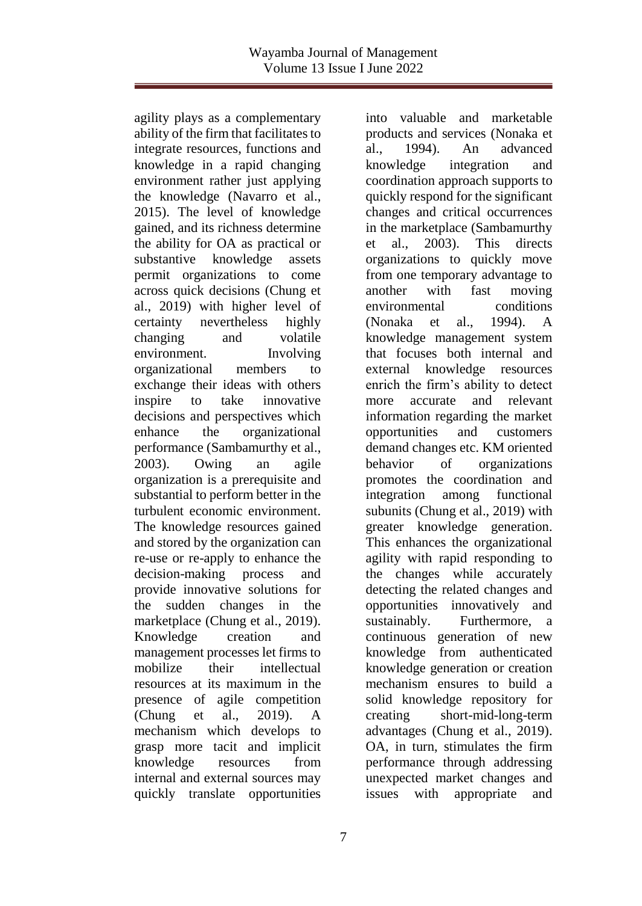agility plays as a complementary ability of the firm that facilitates to integrate resources, functions and knowledge in a rapid changing environment rather just applying the knowledge (Navarro et al., 2015). The level of knowledge gained, and its richness determine the ability for OA as practical or substantive knowledge assets permit organizations to come across quick decisions (Chung et al., 2019) with higher level of certainty nevertheless highly changing and volatile environment. Involving organizational members to exchange their ideas with others inspire to take innovative decisions and perspectives which enhance the organizational performance (Sambamurthy et al., 2003). Owing an agile organization is a prerequisite and substantial to perform better in the turbulent economic environment. The knowledge resources gained and stored by the organization can re-use or re-apply to enhance the decision-making process and provide innovative solutions for the sudden changes in the marketplace (Chung et al., 2019). Knowledge creation and management processes let firms to mobilize their intellectual resources at its maximum in the presence of agile competition (Chung et al., 2019). A mechanism which develops to grasp more tacit and implicit knowledge resources from internal and external sources may quickly translate opportunities into valuable and marketable products and services (Nonaka et al., 1994). An advanced knowledge integration and coordination approach supports to quickly respond for the significant changes and critical occurrences in the marketplace (Sambamurthy et al., 2003). This directs organizations to quickly move from one temporary advantage to another with fast moving environmental conditions (Nonaka et al., 1994). A knowledge management system that focuses both internal and external knowledge resources enrich the firm's ability to detect more accurate and relevant information regarding the market opportunities and customers demand changes etc. KM oriented behavior of organizations promotes the coordination and integration among functional subunits (Chung et al., 2019) with greater knowledge generation. This enhances the organizational agility with rapid responding to the changes while accurately detecting the related changes and opportunities innovatively and sustainably. Furthermore, a continuous generation of new knowledge from authenticated knowledge generation or creation mechanism ensures to build a solid knowledge repository for creating short-mid-long-term advantages (Chung et al., 2019). OA, in turn, stimulates the firm performance through addressing unexpected market changes and issues with appropriate and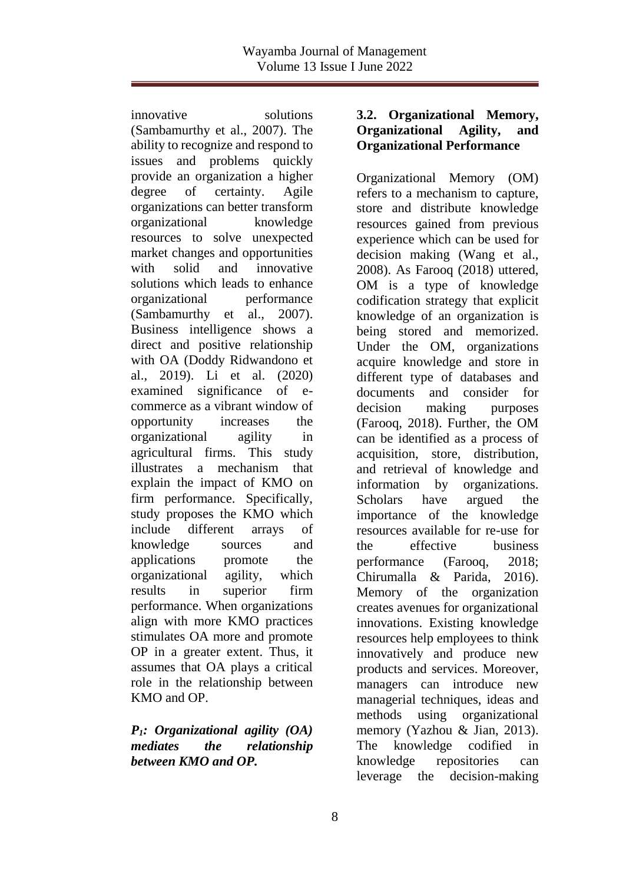innovative solutions (Sambamurthy et al., 2007). The ability to recognize and respond to issues and problems quickly provide an organization a higher degree of certainty. Agile organizations can better transform organizational knowledge resources to solve unexpected market changes and opportunities with solid and innovative solutions which leads to enhance organizational performance (Sambamurthy et al., 2007). Business intelligence shows a direct and positive relationship with OA (Doddy Ridwandono et al., 2019). Li et al. (2020) examined significance of e-commerce as a vibrant window of opportunity increases the organizational agility in agricultural firms. This study illustrates a mechanism that explain the impact of KMO on firm performance. Specifically, study proposes the KMO which include different arrays of knowledge sources and applications promote the organizational agility, which results in superior firm performance. When organizations align with more KMO practices stimulates OA more and promote OP in a greater extent. Thus, it assumes that OA plays a critical role in the relationship between KMO and OP.

***$P_1$: Organizational agility (OA) mediates the relationship between KMO and OP.***

### 3.2. Organizational Memory, Organizational Agility, and Organizational Performance

Organizational Memory (OM) refers to a mechanism to capture, store and distribute knowledge resources gained from previous experience which can be used for decision making (Wang et al., 2008). As Farooq (2018) uttered, OM is a type of knowledge codification strategy that explicit knowledge of an organization is being stored and memorized. Under the OM, organizations acquire knowledge and store in different type of databases and documents and consider for decision making purposes (Farooq, 2018). Further, the OM can be identified as a process of acquisition, store, distribution, and retrieval of knowledge and information by organizations. Scholars have argued the importance of the knowledge resources available for re-use for the effective business performance (Farooq, 2018; Chirumalla & Parida, 2016). Memory of the organization creates avenues for organizational innovations. Existing knowledge resources help employees to think innovatively and produce new products and services. Moreover, managers can introduce new managerial techniques, ideas and methods using organizational memory (Yazhou & Jian, 2013). The knowledge codified in knowledge repositories can leverage the decision-making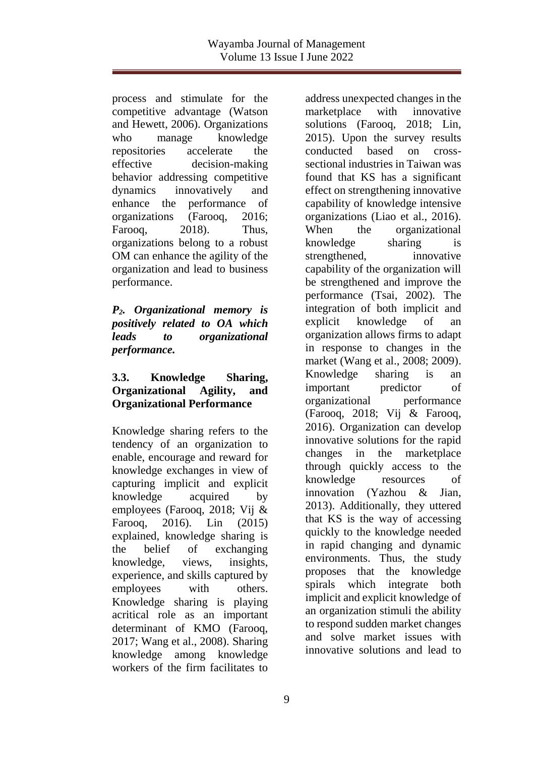process and stimulate for the competitive advantage (Watson and Hewett, 2006). Organizations who manage knowledge repositories accelerate the effective decision-making behavior addressing competitive dynamics innovatively and enhance the performance of organizations (Farooq, 2016; Farooq, 2018). Thus, organizations belong to a robust OM can enhance the agility of the organization and lead to business performance.

***$P_2$. Organizational memory is positively related to OA which leads to organizational performance.***

### 3.3. Knowledge Sharing, Organizational Agility, and Organizational Performance

Knowledge sharing refers to the tendency of an organization to enable, encourage and reward for knowledge exchanges in view of capturing implicit and explicit knowledge acquired by employees (Farooq, 2018; Vij & Farooq, 2016). Lin (2015) explained, knowledge sharing is the belief of exchanging knowledge, views, insights, experience, and skills captured by employees with others. Knowledge sharing is playing acritical role as an important determinant of KMO (Farooq, 2017; Wang et al., 2008). Sharing knowledge among knowledge workers of the firm facilitates to address unexpected changes in the marketplace with innovative solutions (Farooq, 2018; Lin, 2015). Upon the survey results conducted based on cross-sectional industries in Taiwan was found that KS has a significant effect on strengthening innovative capability of knowledge intensive organizations (Liao et al., 2016). When the organizational knowledge sharing is strengthened, innovative capability of the organization will be strengthened and improve the performance (Tsai, 2002). The integration of both implicit and explicit knowledge of an organization allows firms to adapt in response to changes in the market (Wang et al., 2008; 2009). Knowledge sharing is an important predictor of organizational performance (Farooq, 2018; Vij & Farooq, 2016). Organization can develop innovative solutions for the rapid changes in the marketplace through quickly access to the knowledge resources of innovation (Yazhou & Jian, 2013). Additionally, they uttered that KS is the way of accessing quickly to the knowledge needed in rapid changing and dynamic environments. Thus, the study proposes that the knowledge spirals which integrate both implicit and explicit knowledge of an organization stimuli the ability to respond sudden market changes and solve market issues with innovative solutions and lead to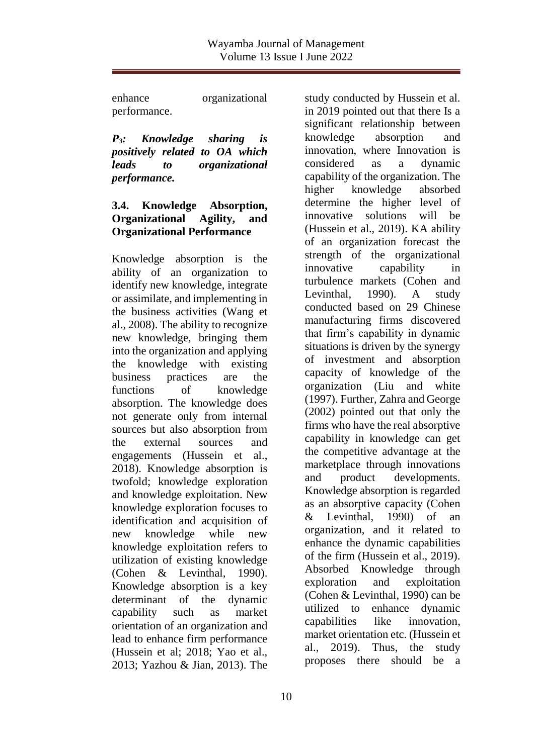enhance organizational performance.

***$P_3$: Knowledge sharing is positively related to OA which leads to organizational performance.***

### 3.4. Knowledge Absorption, Organizational Agility, and Organizational Performance

Knowledge absorption is the ability of an organization to identify new knowledge, integrate or assimilate, and implementing in the business activities (Wang et al., 2008). The ability to recognize new knowledge, bringing them into the organization and applying the knowledge with existing business practices are the functions of knowledge absorption. The knowledge does not generate only from internal sources but also absorption from the external sources and engagements (Hussein et al., 2018). Knowledge absorption is twofold; knowledge exploration and knowledge exploitation. New knowledge exploration focuses to identification and acquisition of new knowledge while new knowledge exploitation refers to utilization of existing knowledge (Cohen & Levinthal, 1990). Knowledge absorption is a key determinant of the dynamic capability such as market orientation of an organization and lead to enhance firm performance (Hussein et al; 2018; Yao et al., 2013; Yazhou & Jian, 2013). The study conducted by Hussein et al. in 2019 pointed out that there Is a significant relationship between knowledge absorption and innovation, where Innovation is considered as a dynamic capability of the organization. The higher knowledge absorbed determine the higher level of innovative solutions will be (Hussein et al., 2019). KA ability of an organization forecast the strength of the organizational innovative capability in turbulence markets (Cohen and Levinthal, 1990). A study conducted based on 29 Chinese manufacturing firms discovered that firm's capability in dynamic situations is driven by the synergy of investment and absorption capacity of knowledge of the organization (Liu and white (1997). Further, Zahra and George (2002) pointed out that only the firms who have the real absorptive capability in knowledge can get the competitive advantage at the marketplace through innovations and product developments. Knowledge absorption is regarded as an absorptive capacity (Cohen & Levinthal, 1990) of an organization, and it related to enhance the dynamic capabilities of the firm (Hussein et al., 2019). Absorbed Knowledge through exploration and exploitation (Cohen & Levinthal, 1990) can be utilized to enhance dynamic capabilities like innovation, market orientation etc. (Hussein et al., 2019). Thus, the study proposes there should be a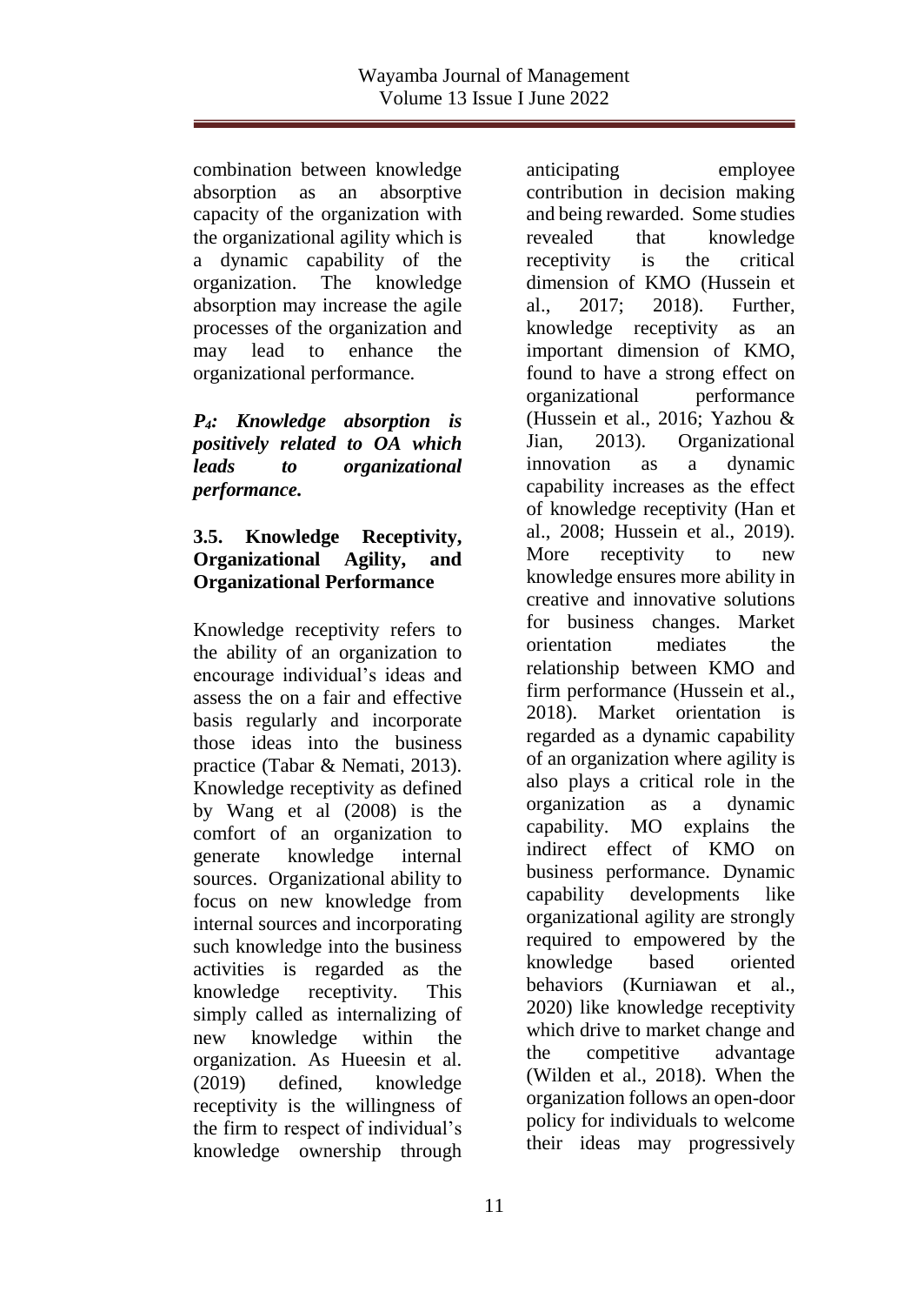combination between knowledge absorption as an absorptive capacity of the organization with the organizational agility which is a dynamic capability of the organization. The knowledge absorption may increase the agile processes of the organization and may lead to enhance the organizational performance.

***$P_4$: Knowledge absorption is positively related to OA which leads to organizational performance.***

### 3.5. Knowledge Receptivity, Organizational Agility, and Organizational Performance

Knowledge receptivity refers to the ability of an organization to encourage individual's ideas and assess the on a fair and effective basis regularly and incorporate those ideas into the business practice (Tabar & Nemati, 2013). Knowledge receptivity as defined by Wang et al (2008) is the comfort of an organization to generate knowledge internal sources. Organizational ability to focus on new knowledge from internal sources and incorporating such knowledge into the business activities is regarded as the knowledge receptivity. This simply called as internalizing of new knowledge within the organization. As Hueesin et al. (2019) defined, knowledge receptivity is the willingness of the firm to respect of individual's knowledge ownership through anticipating employee contribution in decision making and being rewarded. Some studies revealed that knowledge receptivity is the critical dimension of KMO (Hussein et al., 2017; 2018). Further, knowledge receptivity as an important dimension of KMO, found to have a strong effect on organizational performance (Hussein et al., 2016; Yazhou & Jian, 2013). Organizational innovation as a dynamic capability increases as the effect of knowledge receptivity (Han et al., 2008; Hussein et al., 2019). More receptivity to new knowledge ensures more ability in creative and innovative solutions for business changes. Market orientation mediates the relationship between KMO and firm performance (Hussein et al., 2018). Market orientation is regarded as a dynamic capability of an organization where agility is also plays a critical role in the organization as a dynamic capability. MO explains the indirect effect of KMO on business performance. Dynamic capability developments like organizational agility are strongly required to empowered by the knowledge based oriented behaviors (Kurniawan et al., 2020) like knowledge receptivity which drive to market change and the competitive advantage (Wilden et al., 2018). When the organization follows an open-door policy for individuals to welcome their ideas may progressively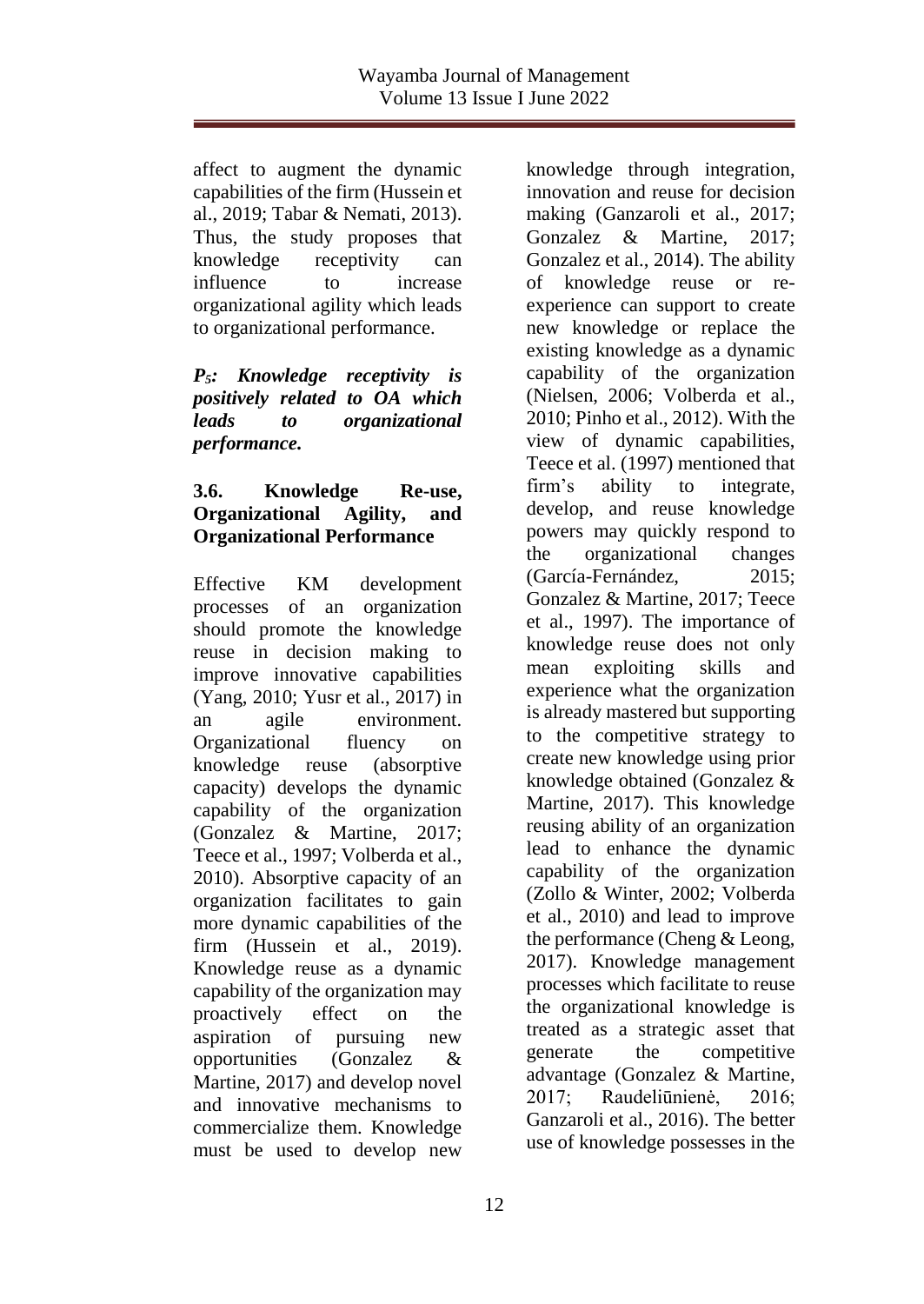affect to augment the dynamic capabilities of the firm (Hussein et al., 2019; Tabar & Nemati, 2013). Thus, the study proposes that knowledge receptivity can influence to increase organizational agility which leads to organizational performance.

***$P_5$: Knowledge receptivity is positively related to OA which leads to organizational performance.***

### 3.6. Knowledge Re-use, Organizational Agility, and Organizational Performance

Effective KM development processes of an organization should promote the knowledge reuse in decision making to improve innovative capabilities (Yang, 2010; Yusr et al., 2017) in an agile environment. Organizational fluency on knowledge reuse (absorptive capacity) develops the dynamic capability of the organization (Gonzalez & Martine, 2017; Teece et al., 1997; Volberda et al., 2010). Absorptive capacity of an organization facilitates to gain more dynamic capabilities of the firm (Hussein et al., 2019). Knowledge reuse as a dynamic capability of the organization may proactively effect on the aspiration of pursuing new opportunities (Gonzalez & Martine, 2017) and develop novel and innovative mechanisms to commercialize them. Knowledge must be used to develop new knowledge through integration, innovation and reuse for decision making (Ganzaroli et al., 2017; Gonzalez & Martine, 2017; Gonzalez et al., 2014). The ability of knowledge reuse or re-experience can support to create new knowledge or replace the existing knowledge as a dynamic capability of the organization (Nielsen, 2006; Volberda et al., 2010; Pinho et al., 2012). With the view of dynamic capabilities, Teece et al. (1997) mentioned that firm's ability to integrate, develop, and reuse knowledge powers may quickly respond to the organizational changes (García-Fernández, 2015; Gonzalez & Martine, 2017; Teece et al., 1997). The importance of knowledge reuse does not only mean exploiting skills and experience what the organization is already mastered but supporting to the competitive strategy to create new knowledge using prior knowledge obtained (Gonzalez & Martine, 2017). This knowledge reusing ability of an organization lead to enhance the dynamic capability of the organization (Zollo & Winter, 2002; Volberda et al., 2010) and lead to improve the performance (Cheng & Leong, 2017). Knowledge management processes which facilitate to reuse the organizational knowledge is treated as a strategic asset that generate the competitive advantage (Gonzalez & Martine, 2017; Raudeliūnienė, 2016; Ganzaroli et al., 2016). The better use of knowledge possesses in the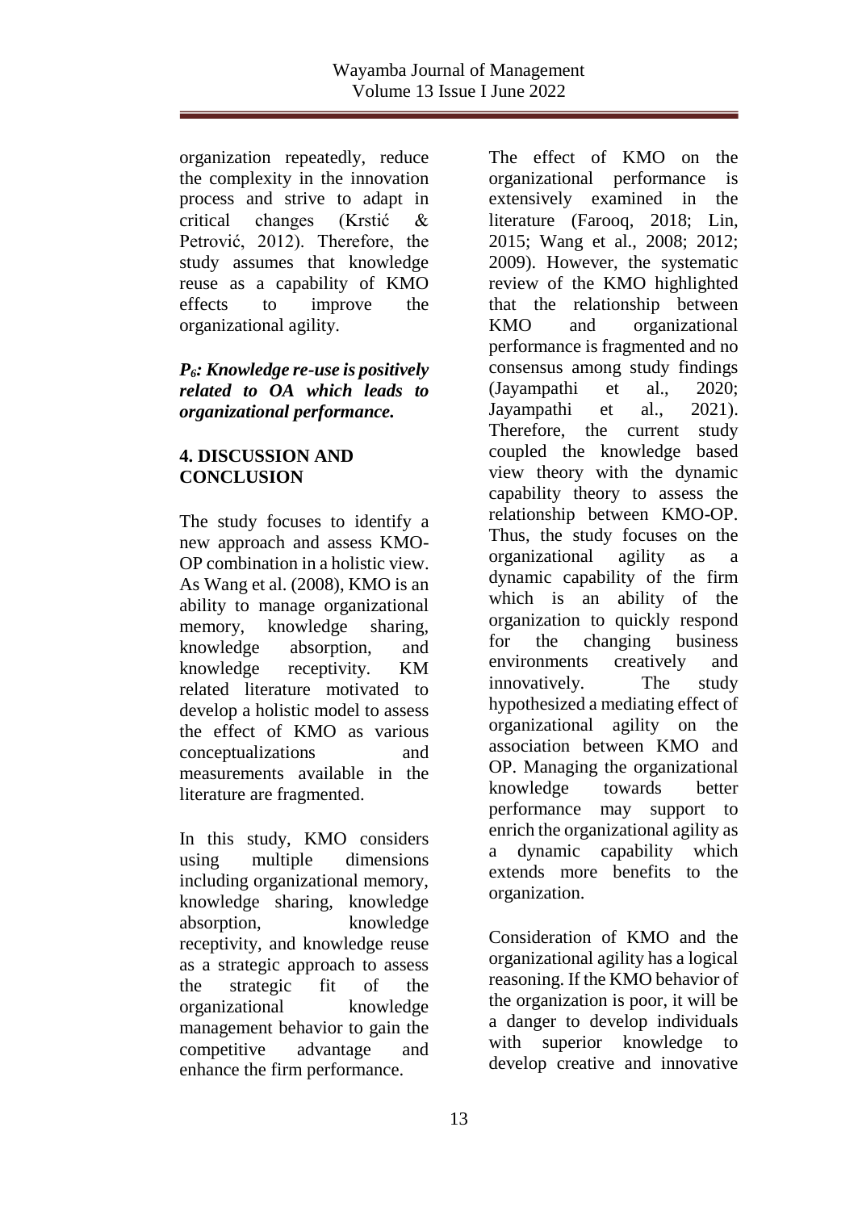organization repeatedly, reduce the complexity in the innovation process and strive to adapt in critical changes (Krstić & Petrović, 2012). Therefore, the study assumes that knowledge reuse as a capability of KMO effects to improve the organizational agility.

***$P_6$: Knowledge re-use is positively related to OA which leads to organizational performance.***

## 4. DISCUSSION AND CONCLUSION

The study focuses to identify a new approach and assess KMO-OP combination in a holistic view. As Wang et al. (2008), KMO is an ability to manage organizational memory, knowledge sharing, knowledge absorption, and knowledge receptivity. KM related literature motivated to develop a holistic model to assess the effect of KMO as various conceptualizations and measurements available in the literature are fragmented.

In this study, KMO considers using multiple dimensions including organizational memory, knowledge sharing, knowledge absorption, knowledge receptivity, and knowledge reuse as a strategic approach to assess the strategic fit of the organizational knowledge management behavior to gain the competitive advantage and enhance the firm performance.

The effect of KMO on the organizational performance is extensively examined in the literature (Farooq, 2018; Lin, 2015; Wang et al., 2008; 2012; 2009). However, the systematic review of the KMO highlighted that the relationship between KMO and organizational performance is fragmented and no consensus among study findings (Jayampathi et al., 2020; Jayampathi et al., 2021). Therefore, the current study coupled the knowledge based view theory with the dynamic capability theory to assess the relationship between KMO-OP. Thus, the study focuses on the organizational agility as a dynamic capability of the firm which is an ability of the organization to quickly respond for the changing business environments creatively and innovatively. The study hypothesized a mediating effect of organizational agility on the association between KMO and OP. Managing the organizational knowledge towards better performance may support to enrich the organizational agility as a dynamic capability which extends more benefits to the organization.

Consideration of KMO and the organizational agility has a logical reasoning. If the KMO behavior of the organization is poor, it will be a danger to develop individuals with superior knowledge to develop creative and innovative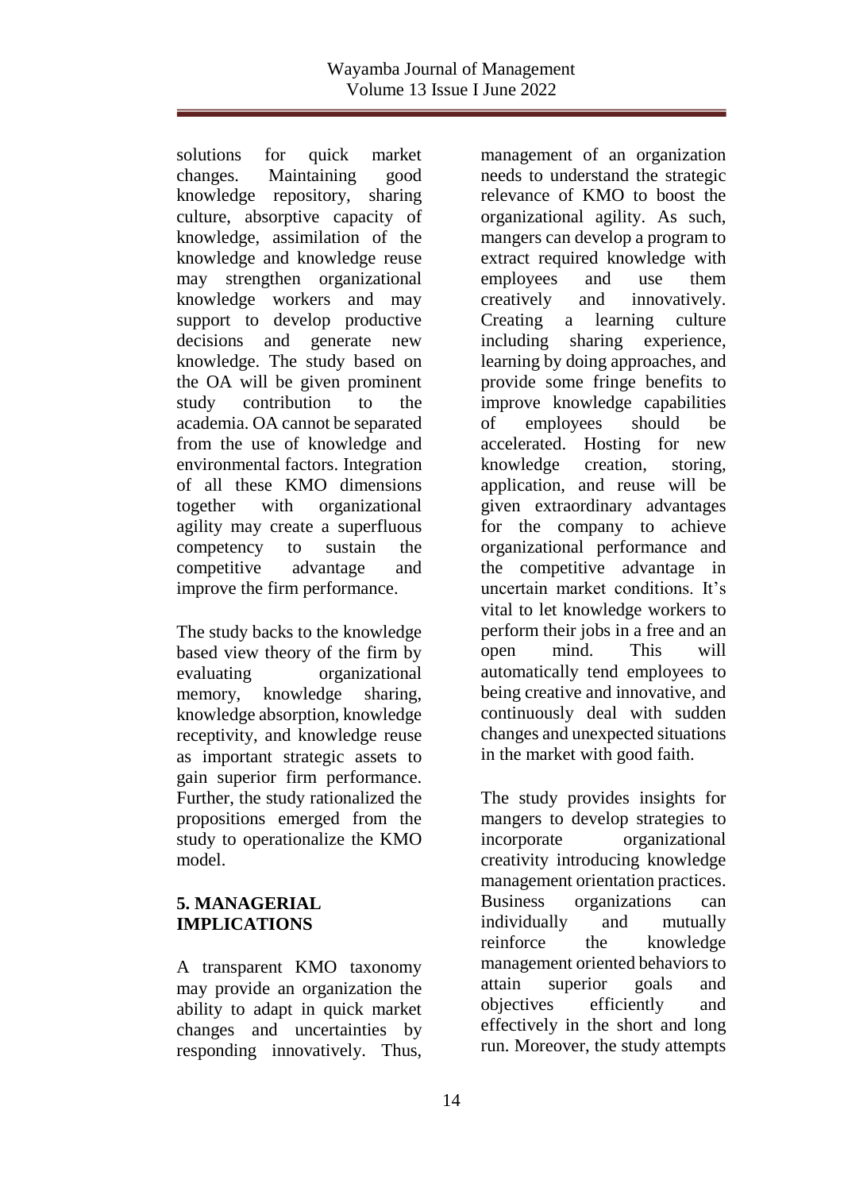solutions for quick market changes. Maintaining good knowledge repository, sharing culture, absorptive capacity of knowledge, assimilation of the knowledge and knowledge reuse may strengthen organizational knowledge workers and may support to develop productive decisions and generate new knowledge. The study based on the OA will be given prominent study contribution to the academia. OA cannot be separated from the use of knowledge and environmental factors. Integration of all these KMO dimensions together with organizational agility may create a superfluous competency to sustain the competitive advantage and improve the firm performance.

The study backs to the knowledge based view theory of the firm by evaluating organizational memory, knowledge sharing, knowledge absorption, knowledge receptivity, and knowledge reuse as important strategic assets to gain superior firm performance. Further, the study rationalized the propositions emerged from the study to operationalize the KMO model.

## 5. MANAGERIAL IMPLICATIONS

A transparent KMO taxonomy may provide an organization the ability to adapt in quick market changes and uncertainties by responding innovatively. Thus, management of an organization needs to understand the strategic relevance of KMO to boost the organizational agility. As such, mangers can develop a program to extract required knowledge with employees and use them creatively and innovatively. Creating a learning culture including sharing experience, learning by doing approaches, and provide some fringe benefits to improve knowledge capabilities of employees should be accelerated. Hosting for new knowledge creation, storing, application, and reuse will be given extraordinary advantages for the company to achieve organizational performance and the competitive advantage in uncertain market conditions. It's vital to let knowledge workers to perform their jobs in a free and an open mind. This will automatically tend employees to being creative and innovative, and continuously deal with sudden changes and unexpected situations in the market with good faith.

The study provides insights for mangers to develop strategies to incorporate organizational creativity introducing knowledge management orientation practices. Business organizations can individually and mutually reinforce the knowledge management oriented behaviors to attain superior goals and objectives efficiently and effectively in the short and long run. Moreover, the study attempts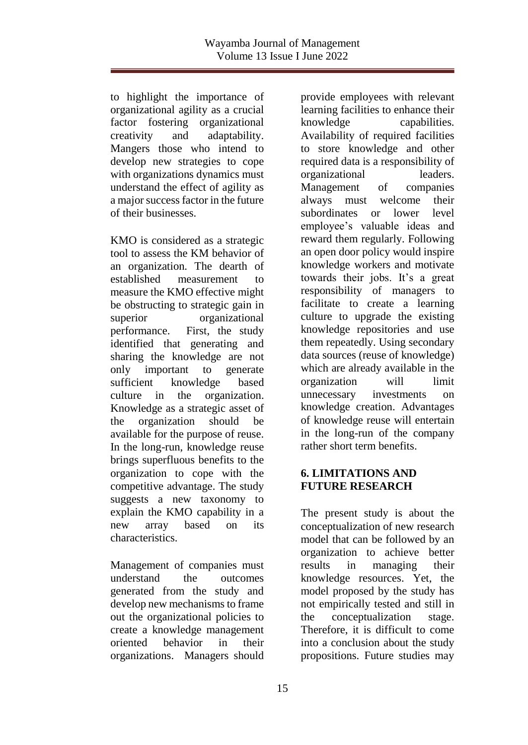to highlight the importance of organizational agility as a crucial factor fostering organizational creativity and adaptability. Mangers those who intend to develop new strategies to cope with organizations dynamics must understand the effect of agility as a major success factor in the future of their businesses.

KMO is considered as a strategic tool to assess the KM behavior of an organization. The dearth of established measurement to measure the KMO effective might be obstructing to strategic gain in superior organizational performance. First, the study identified that generating and sharing the knowledge are not only important to generate sufficient knowledge based culture in the organization. Knowledge as a strategic asset of the organization should be available for the purpose of reuse. In the long-run, knowledge reuse brings superfluous benefits to the organization to cope with the competitive advantage. The study suggests a new taxonomy to explain the KMO capability in a new array based on its characteristics.

Management of companies must understand the outcomes generated from the study and develop new mechanisms to frame out the organizational policies to create a knowledge management oriented behavior in their organizations. Managers should provide employees with relevant learning facilities to enhance their knowledge capabilities. Availability of required facilities to store knowledge and other required data is a responsibility of organizational leaders. Management of companies always must welcome their subordinates or lower level employee's valuable ideas and reward them regularly. Following an open door policy would inspire knowledge workers and motivate towards their jobs. It's a great responsibility of managers to facilitate to create a learning culture to upgrade the existing knowledge repositories and use them repeatedly. Using secondary data sources (reuse of knowledge) which are already available in the organization will limit unnecessary investments on knowledge creation. Advantages of knowledge reuse will entertain in the long-run of the company rather short term benefits.

## 6. LIMITATIONS AND FUTURE RESEARCH

The present study is about the conceptualization of new research model that can be followed by an organization to achieve better results in managing their knowledge resources. Yet, the model proposed by the study has not empirically tested and still in the conceptualization stage. Therefore, it is difficult to come into a conclusion about the study propositions. Future studies may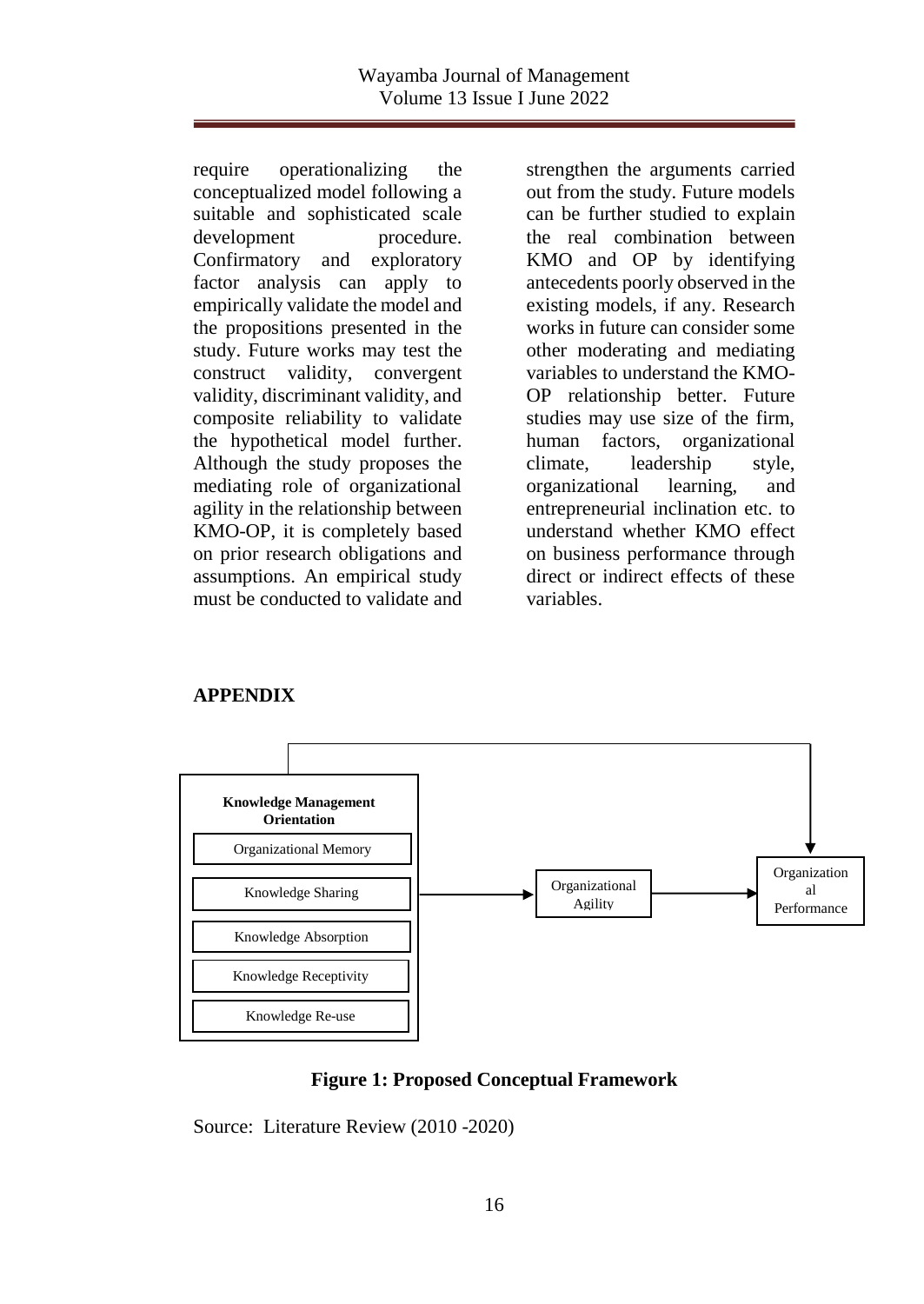require operationalizing the conceptualized model following a suitable and sophisticated scale development procedure. Confirmatory and exploratory factor analysis can apply to empirically validate the model and the propositions presented in the study. Future works may test the construct validity, convergent validity, discriminant validity, and composite reliability to validate the hypothetical model further. Although the study proposes the mediating role of organizational agility in the relationship between KMO-OP, it is completely based on prior research obligations and assumptions. An empirical study must be conducted to validate and strengthen the arguments carried out from the study. Future models can be further studied to explain the real combination between KMO and OP by identifying antecedents poorly observed in the existing models, if any. Research works in future can consider some other moderating and mediating variables to understand the KMO-OP relationship better. Future studies may use size of the firm, human factors, organizational climate, leadership style, organizational learning, and entrepreneurial inclination etc. to understand whether KMO effect on business performance through direct or indirect effects of these variables.

## APPENDIX

**Knowledge Management Orientation**

- Organizational Memory
- Knowledge Sharing
- Knowledge Absorption
- Knowledge Receptivity
- Knowledge Re-use

Knowledge Management Orientation → Organizational Agility → Organizational Performance

Knowledge Management Orientation → Organizational Performance

**Figure 1: Proposed Conceptual Framework**

Source: Literature Review (2010 -2020)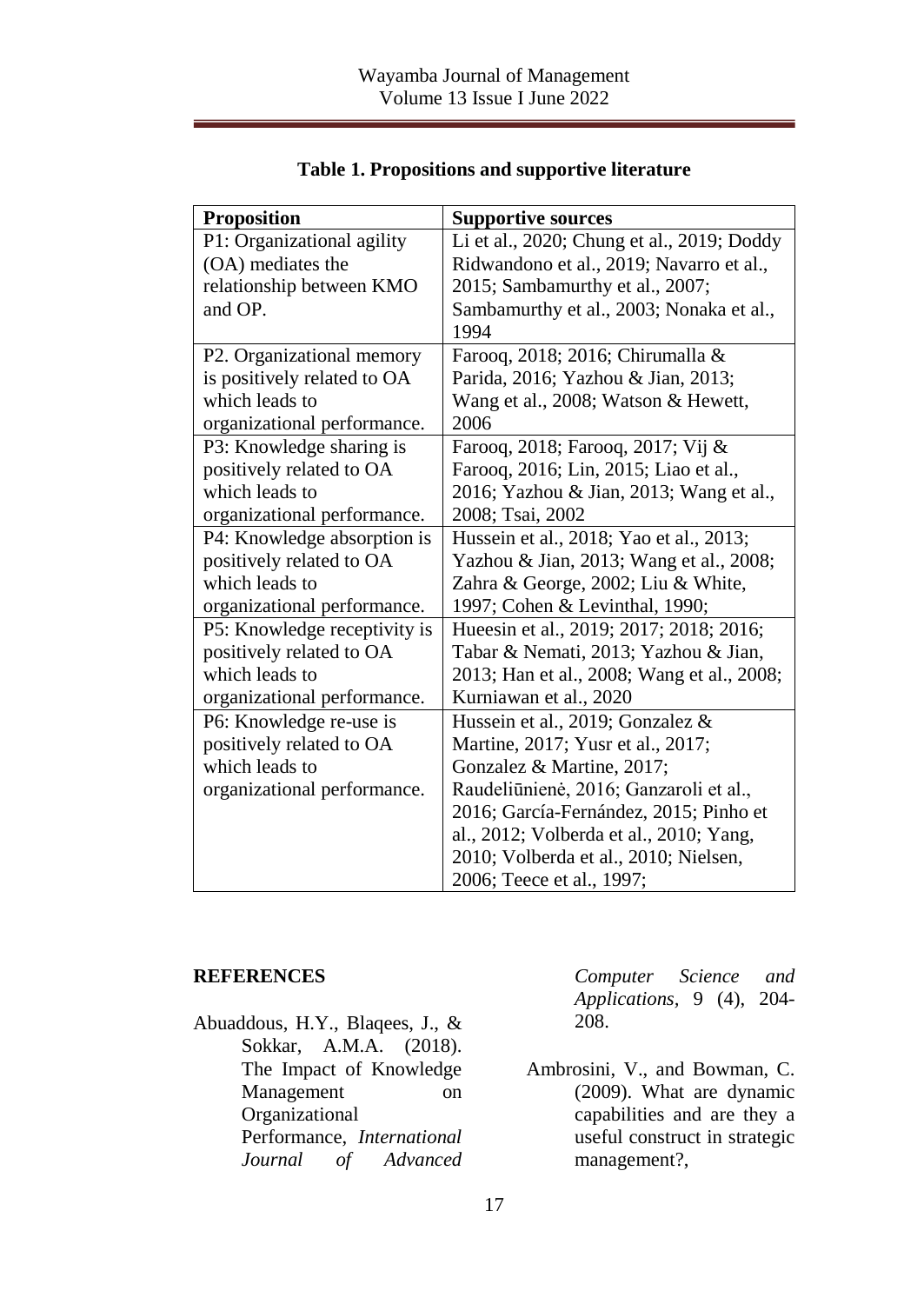**Table 1. Propositions and supportive literature**

| Proposition | Supportive sources |
|---|---|
| P1: Organizational agility (OA) mediates the relationship between KMO and OP. | Li et al., 2020; Chung et al., 2019; Doddy Ridwandono et al., 2019; Navarro et al., 2015; Sambamurthy et al., 2007; Sambamurthy et al., 2003; Nonaka et al., 1994 |
| P2. Organizational memory is positively related to OA which leads to organizational performance. | Farooq, 2018; 2016; Chirumalla & Parida, 2016; Yazhou & Jian, 2013; Wang et al., 2008; Watson & Hewett, 2006 |
| P3: Knowledge sharing is positively related to OA which leads to organizational performance. | Farooq, 2018; Farooq, 2017; Vij & Farooq, 2016; Lin, 2015; Liao et al., 2016; Yazhou & Jian, 2013; Wang et al., 2008; Tsai, 2002 |
| P4: Knowledge absorption is positively related to OA which leads to organizational performance. | Hussein et al., 2018; Yao et al., 2013; Yazhou & Jian, 2013; Wang et al., 2008; Zahra & George, 2002; Liu & White, 1997; Cohen & Levinthal, 1990; |
| P5: Knowledge receptivity is positively related to OA which leads to organizational performance. | Hueesin et al., 2019; 2017; 2018; 2016; Tabar & Nemati, 2013; Yazhou & Jian, 2013; Han et al., 2008; Wang et al., 2008; Kurniawan et al., 2020 |
| P6: Knowledge re-use is positively related to OA which leads to organizational performance. | Hussein et al., 2019; Gonzalez & Martine, 2017; Yusr et al., 2017; Gonzalez & Martine, 2017; Raudeliūnienė, 2016; Ganzaroli et al., 2016; García-Fernández, 2015; Pinho et al., 2012; Volberda et al., 2010; Yang, 2010; Volberda et al., 2010; Nielsen, 2006; Teece et al., 1997; |

## REFERENCES

Abuaddous, H.Y., Blaqees, J., & Sokkar, A.M.A. (2018). The Impact of Knowledge Management on Organizational Performance, *International Journal of Advanced Computer Science and Applications*, 9 (4), 204-208.

Ambrosini, V., and Bowman, C. (2009). What are dynamic capabilities and are they a useful construct in strategic management?,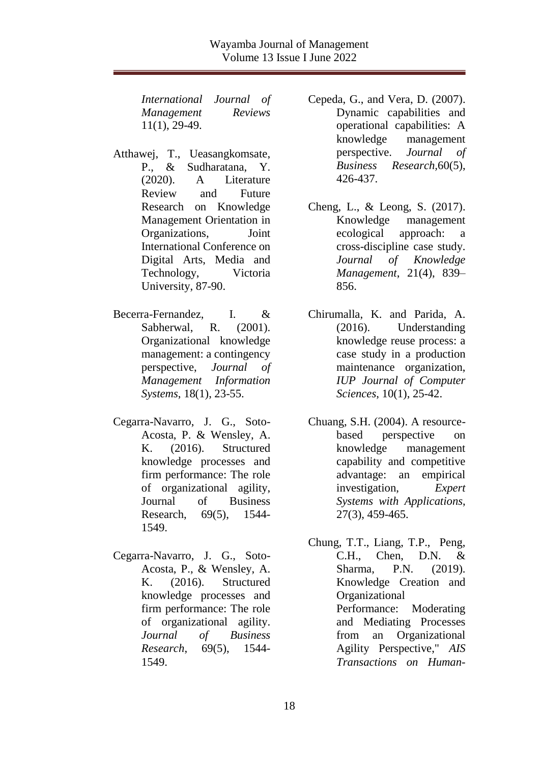*International Journal of Management Reviews* 11(1), 29-49.

Atthawej, T., Ueasangkomsate, P., & Sudharatana, Y. (2020). A Literature Review and Future Research on Knowledge Management Orientation in Organizations, Joint International Conference on Digital Arts, Media and Technology, Victoria University, 87-90.

Becerra-Fernandez, I. & Sabherwal, R. (2001). Organizational knowledge management: a contingency perspective, *Journal of Management Information Systems*, 18(1), 23-55.

Cegarra-Navarro, J. G., Soto-Acosta, P. & Wensley, A. K. (2016). Structured knowledge processes and firm performance: The role of organizational agility, Journal of Business Research, 69(5), 1544-1549.

Cegarra-Navarro, J. G., Soto-Acosta, P., & Wensley, A. K. (2016). Structured knowledge processes and firm performance: The role of organizational agility. *Journal of Business Research*, 69(5), 1544-1549.

Cepeda, G., and Vera, D. (2007). Dynamic capabilities and operational capabilities: A knowledge management perspective. *Journal of Business Research,*60(5), 426-437.

Cheng, L., & Leong, S. (2017). Knowledge management ecological approach: a cross-discipline case study. *Journal of Knowledge Management*, 21(4), 839–856.

Chirumalla, K. and Parida, A. (2016). Understanding knowledge reuse process: a case study in a production maintenance organization, *IUP Journal of Computer Sciences*, 10(1), 25-42.

Chuang, S.H. (2004). A resource-based perspective on knowledge management capability and competitive advantage: an empirical investigation, *Expert Systems with Applications*, 27(3), 459-465.

Chung, T.T., Liang, T.P., Peng, C.H., Chen, D.N. & Sharma, P.N. (2019). Knowledge Creation and Organizational Performance: Moderating and Mediating Processes from an Organizational Agility Perspective," *AIS Transactions on Human-*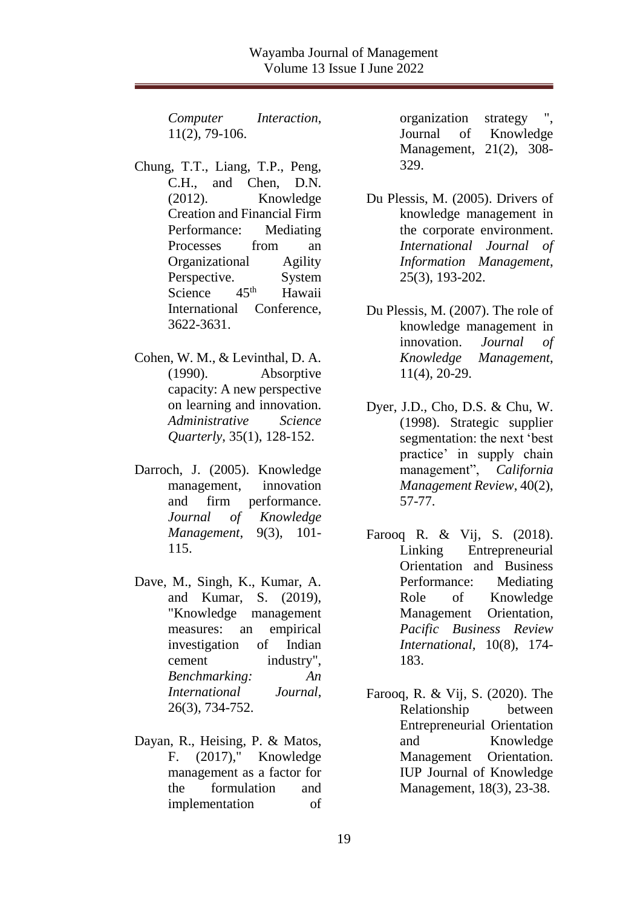*Computer Interaction*, 11(2), 79-106.

Chung, T.T., Liang, T.P., Peng, C.H., and Chen, D.N. (2012). Knowledge Creation and Financial Firm Performance: Mediating Processes from an Organizational Agility Perspective. System Science 45th Hawaii International Conference, 3622-3631.

Cohen, W. M., & Levinthal, D. A. (1990). Absorptive capacity: A new perspective on learning and innovation. *Administrative Science Quarterly*, 35(1), 128-152.

Darroch, J. (2005). Knowledge management, innovation and firm performance. *Journal of Knowledge Management*, 9(3), 101-115.

Dave, M., Singh, K., Kumar, A. and Kumar, S. (2019), "Knowledge management measures: an empirical investigation of Indian cement industry", *Benchmarking: An International Journal*, 26(3), 734-752.

Dayan, R., Heising, P. & Matos, F. (2017)," Knowledge management as a factor for the formulation and implementation of organization strategy ", Journal of Knowledge Management, 21(2), 308-329.

Du Plessis, M. (2005). Drivers of knowledge management in the corporate environment. *International Journal of Information Management*, 25(3), 193-202.

Du Plessis, M. (2007). The role of knowledge management in innovation. *Journal of Knowledge Management*, 11(4), 20-29.

Dyer, J.D., Cho, D.S. & Chu, W. (1998). Strategic supplier segmentation: the next 'best practice' in supply chain management", *California Management Review*, 40(2), 57-77.

Farooq R. & Vij, S. (2018). Linking Entrepreneurial Orientation and Business Performance: Mediating Role of Knowledge Management Orientation, *Pacific Business Review International*, 10(8), 174-183.

Farooq, R. & Vij, S. (2020). The Relationship between Entrepreneurial Orientation and Knowledge Management Orientation. IUP Journal of Knowledge Management, 18(3), 23-38.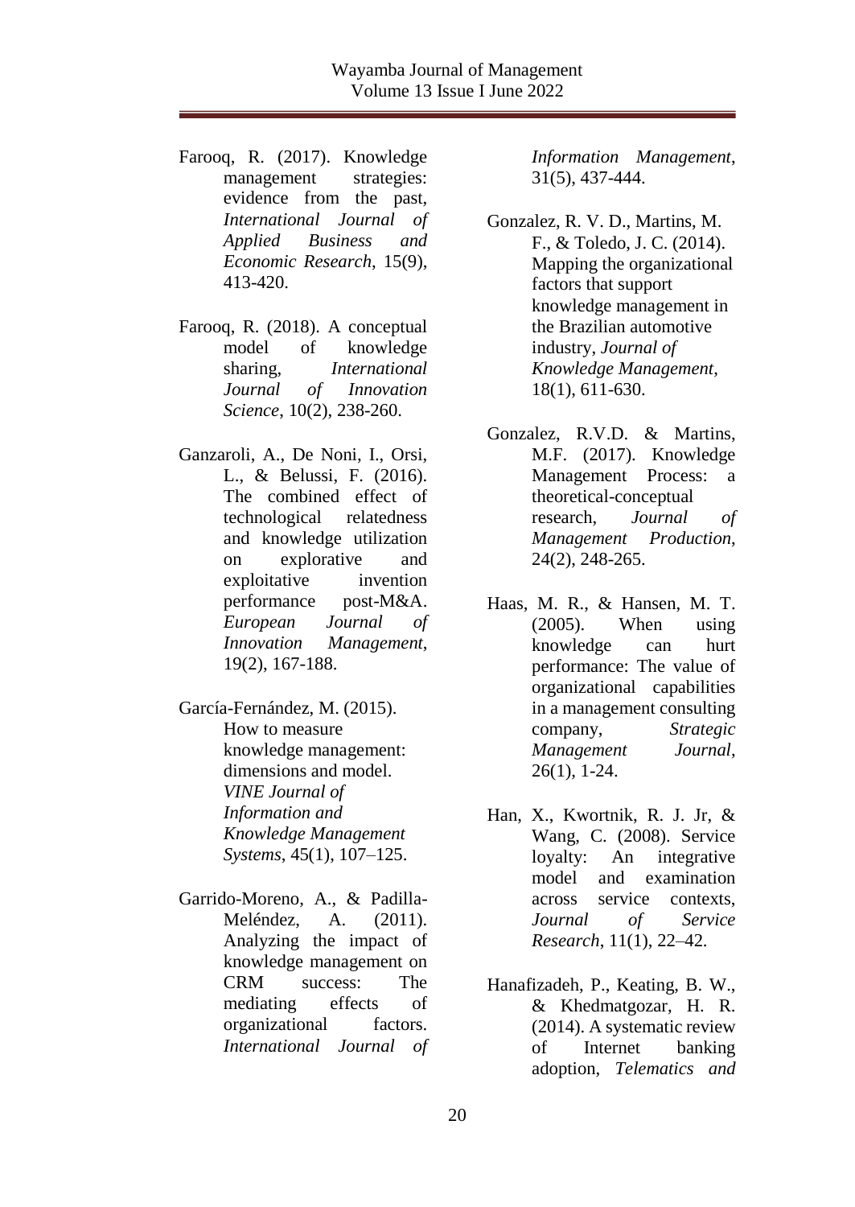Farooq, R. (2017). Knowledge management strategies: evidence from the past, *International Journal of Applied Business and Economic Research*, 15(9), 413-420.

Farooq, R. (2018). A conceptual model of knowledge sharing, *International Journal of Innovation Science*, 10(2), 238-260.

Ganzaroli, A., De Noni, I., Orsi, L., & Belussi, F. (2016). The combined effect of technological relatedness and knowledge utilization on explorative and exploitative invention performance post-M&A. *European Journal of Innovation Management*, 19(2), 167-188.

García-Fernández, M. (2015). How to measure knowledge management: dimensions and model. *VINE Journal of Information and Knowledge Management Systems*, 45(1), 107–125.

Garrido-Moreno, A., & Padilla-Meléndez, A. (2011). Analyzing the impact of knowledge management on CRM success: The mediating effects of organizational factors. *International Journal of Information Management*, 31(5), 437-444.

Gonzalez, R. V. D., Martins, M. F., & Toledo, J. C. (2014). Mapping the organizational factors that support knowledge management in the Brazilian automotive industry, *Journal of Knowledge Management*, 18(1), 611-630.

Gonzalez, R.V.D. & Martins, M.F. (2017). Knowledge Management Process: a theoretical-conceptual research, *Journal of Management Production*, 24(2), 248-265.

Haas, M. R., & Hansen, M. T. (2005). When using knowledge can hurt performance: The value of organizational capabilities in a management consulting company, *Strategic Management Journal*, 26(1), 1-24.

Han, X., Kwortnik, R. J. Jr, & Wang, C. (2008). Service loyalty: An integrative model and examination across service contexts, *Journal of Service Research*, 11(1), 22–42.

Hanafizadeh, P., Keating, B. W., & Khedmatgozar, H. R. (2014). A systematic review of Internet banking adoption, *Telematics and*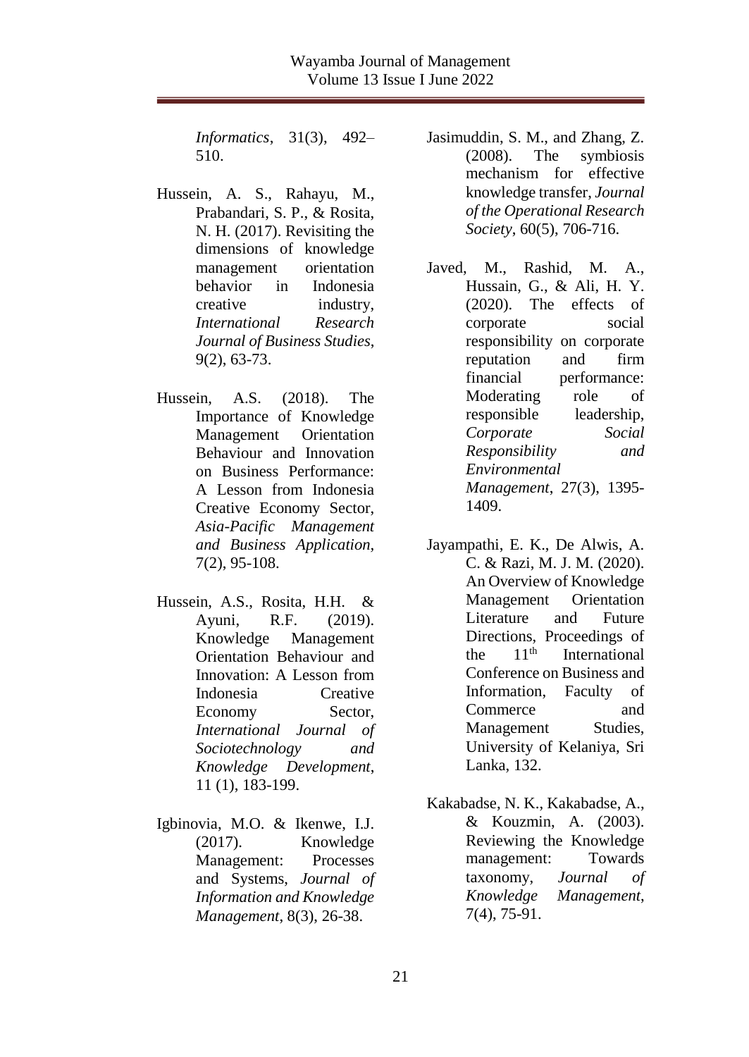*Informatics*, 31(3), 492–510.

Hussein, A. S., Rahayu, M., Prabandari, S. P., & Rosita, N. H. (2017). Revisiting the dimensions of knowledge management orientation behavior in Indonesia creative industry, *International Research Journal of Business Studies*, 9(2), 63-73.

Hussein, A.S. (2018). The Importance of Knowledge Management Orientation Behaviour and Innovation on Business Performance: A Lesson from Indonesia Creative Economy Sector, *Asia-Pacific Management and Business Application*, 7(2), 95-108.

Hussein, A.S., Rosita, H.H. & Ayuni, R.F. (2019). Knowledge Management Orientation Behaviour and Innovation: A Lesson from Indonesia Creative Economy Sector, *International Journal of Sociotechnology and Knowledge Development*, 11 (1), 183-199.

Igbinovia, M.O. & Ikenwe, I.J. (2017). Knowledge Management: Processes and Systems, *Journal of Information and Knowledge Management*, 8(3), 26-38.

Jasimuddin, S. M., and Zhang, Z. (2008). The symbiosis mechanism for effective knowledge transfer, *Journal of the Operational Research Society*, 60(5), 706-716.

Javed, M., Rashid, M. A., Hussain, G., & Ali, H. Y. (2020). The effects of corporate social responsibility on corporate reputation and firm financial performance: Moderating role of responsible leadership, *Corporate Social Responsibility and Environmental Management*, 27(3), 1395-1409.

Jayampathi, E. K., De Alwis, A. C. & Razi, M. J. M. (2020). An Overview of Knowledge Management Orientation Literature and Future Directions, Proceedings of the 11th International Conference on Business and Information, Faculty of Commerce and Management Studies, University of Kelaniya, Sri Lanka, 132.

Kakabadse, N. K., Kakabadse, A., & Kouzmin, A. (2003). Reviewing the Knowledge management: Towards taxonomy, *Journal of Knowledge Management*, 7(4), 75-91.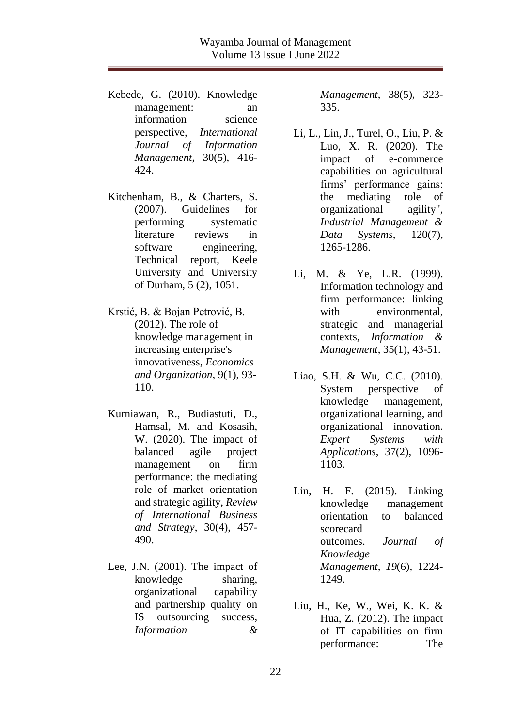Kebede, G. (2010). Knowledge management: an information science perspective, *International Journal of Information Management*, 30(5), 416-424.

Kitchenham, B., & Charters, S. (2007). Guidelines for performing systematic literature reviews in software engineering, Technical report, Keele University and University of Durham, 5 (2), 1051.

Krstić, B. & Bojan Petrović, B. (2012). The role of knowledge management in increasing enterprise's innovativeness, *Economics and Organization*, 9(1), 93-110.

Kurniawan, R., Budiastuti, D., Hamsal, M. and Kosasih, W. (2020). The impact of balanced agile project management on firm performance: the mediating role of market orientation and strategic agility, *Review of International Business and Strategy*, 30(4), 457-490.

Lee, J.N. (2001). The impact of knowledge sharing, organizational capability and partnership quality on IS outsourcing success, *Information & Management*, 38(5), 323-335.

Li, L., Lin, J., Turel, O., Liu, P. & Luo, X. R. (2020). The impact of e-commerce capabilities on agricultural firms' performance gains: the mediating role of organizational agility", *Industrial Management & Data Systems*, 120(7), 1265-1286.

Li, M. & Ye, L.R. (1999). Information technology and firm performance: linking with environmental, strategic and managerial contexts, *Information & Management*, 35(1), 43-51.

Liao, S.H. & Wu, C.C. (2010). System perspective of knowledge management, organizational learning, and organizational innovation. *Expert Systems with Applications*, 37(2), 1096-1103.

Lin, H. F. (2015). Linking knowledge management orientation to balanced scorecard outcomes. *Journal of Knowledge Management*, *19*(6), 1224-1249.

Liu, H., Ke, W., Wei, K. K. & Hua, Z. (2012). The impact of IT capabilities on firm performance: The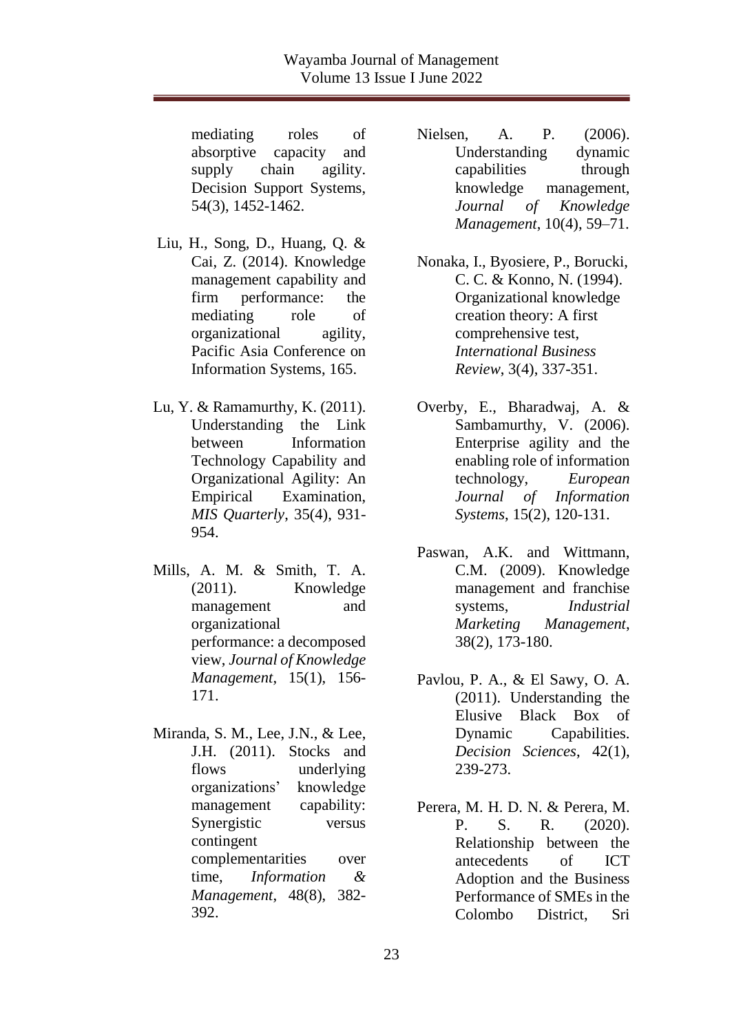mediating roles of absorptive capacity and supply chain agility. Decision Support Systems, 54(3), 1452-1462.

Liu, H., Song, D., Huang, Q. & Cai, Z. (2014). Knowledge management capability and firm performance: the mediating role of organizational agility, Pacific Asia Conference on Information Systems, 165.

Lu, Y. & Ramamurthy, K. (2011). Understanding the Link between Information Technology Capability and Organizational Agility: An Empirical Examination, *MIS Quarterly*, 35(4), 931-954.

Mills, A. M. & Smith, T. A. (2011). Knowledge management and organizational performance: a decomposed view, *Journal of Knowledge Management*, 15(1), 156-171.

Miranda, S. M., Lee, J.N., & Lee, J.H. (2011). Stocks and flows underlying organizations' knowledge management capability: Synergistic versus contingent complementarities over time, *Information & Management*, 48(8), 382-392.

Nielsen, A. P. (2006). Understanding dynamic capabilities through knowledge management, *Journal of Knowledge Management*, 10(4), 59–71.

Nonaka, I., Byosiere, P., Borucki, C. C. & Konno, N. (1994). Organizational knowledge creation theory: A first comprehensive test, *International Business Review*, 3(4), 337-351.

Overby, E., Bharadwaj, A. & Sambamurthy, V. (2006). Enterprise agility and the enabling role of information technology, *European Journal of Information Systems*, 15(2), 120-131.

Paswan, A.K. and Wittmann, C.M. (2009). Knowledge management and franchise systems, *Industrial Marketing Management*, 38(2), 173-180.

Pavlou, P. A., & El Sawy, O. A. (2011). Understanding the Elusive Black Box of Dynamic Capabilities. *Decision Sciences*, 42(1), 239-273.

Perera, M. H. D. N. & Perera, M. P. S. R. (2020). Relationship between the antecedents of ICT Adoption and the Business Performance of SMEs in the Colombo District, Sri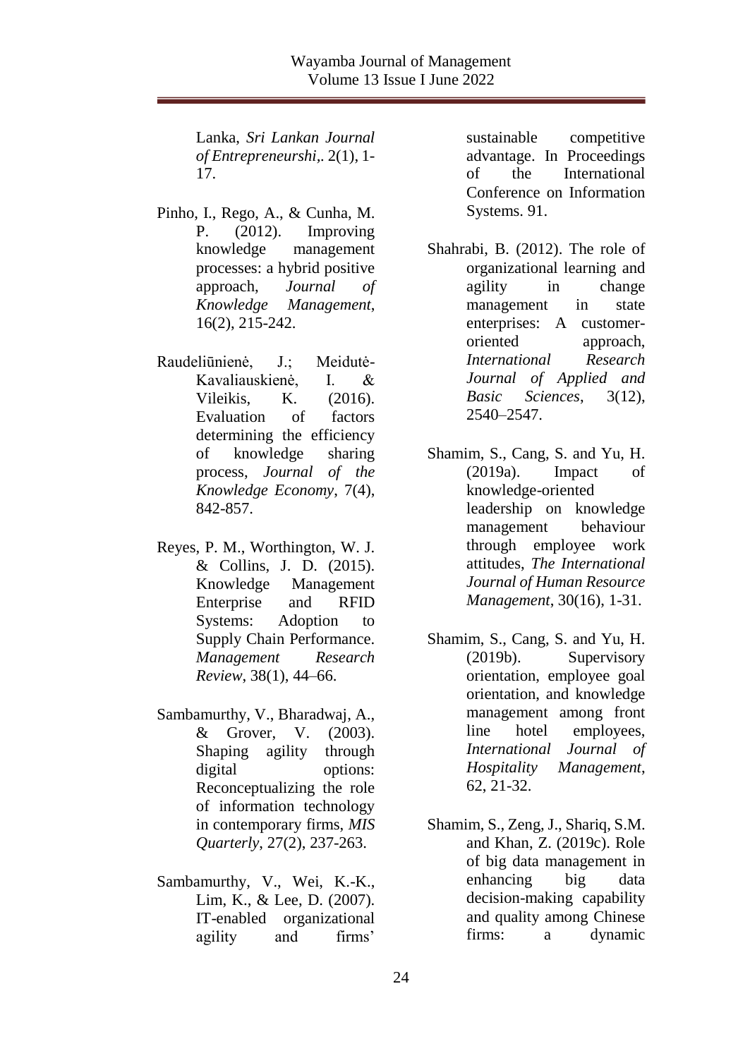Lanka, *Sri Lankan Journal of Entrepreneurshi,*. 2(1), 1-17.

Pinho, I., Rego, A., & Cunha, M. P. (2012). Improving knowledge management processes: a hybrid positive approach, *Journal of Knowledge Management*, 16(2), 215-242.

Raudeliūnienė, J.; Meidutė-Kavaliauskienė, I. & Vileikis, K. (2016). Evaluation of factors determining the efficiency of knowledge sharing process, *Journal of the Knowledge Economy*, 7(4), 842-857.

Reyes, P. M., Worthington, W. J. & Collins, J. D. (2015). Knowledge Management Enterprise and RFID Systems: Adoption to Supply Chain Performance. *Management Research Review*, 38(1), 44–66.

Sambamurthy, V., Bharadwaj, A., & Grover, V. (2003). Shaping agility through digital options: Reconceptualizing the role of information technology in contemporary firms, *MIS Quarterly*, 27(2), 237-263.

Sambamurthy, V., Wei, K.-K., Lim, K., & Lee, D. (2007). IT-enabled organizational agility and firms' sustainable competitive advantage. In Proceedings of the International Conference on Information Systems. 91.

Shahrabi, B. (2012). The role of organizational learning and agility in change management in state enterprises: A customer-oriented approach, *International Research Journal of Applied and Basic Sciences*, 3(12), 2540–2547.

Shamim, S., Cang, S. and Yu, H. (2019a). Impact of knowledge-oriented leadership on knowledge management behaviour through employee work attitudes, *The International Journal of Human Resource Management*, 30(16), 1-31.

Shamim, S., Cang, S. and Yu, H. (2019b). Supervisory orientation, employee goal orientation, and knowledge management among front line hotel employees, *International Journal of Hospitality Management*, 62, 21-32.

Shamim, S., Zeng, J., Shariq, S.M. and Khan, Z. (2019c). Role of big data management in enhancing big data decision-making capability and quality among Chinese firms: a dynamic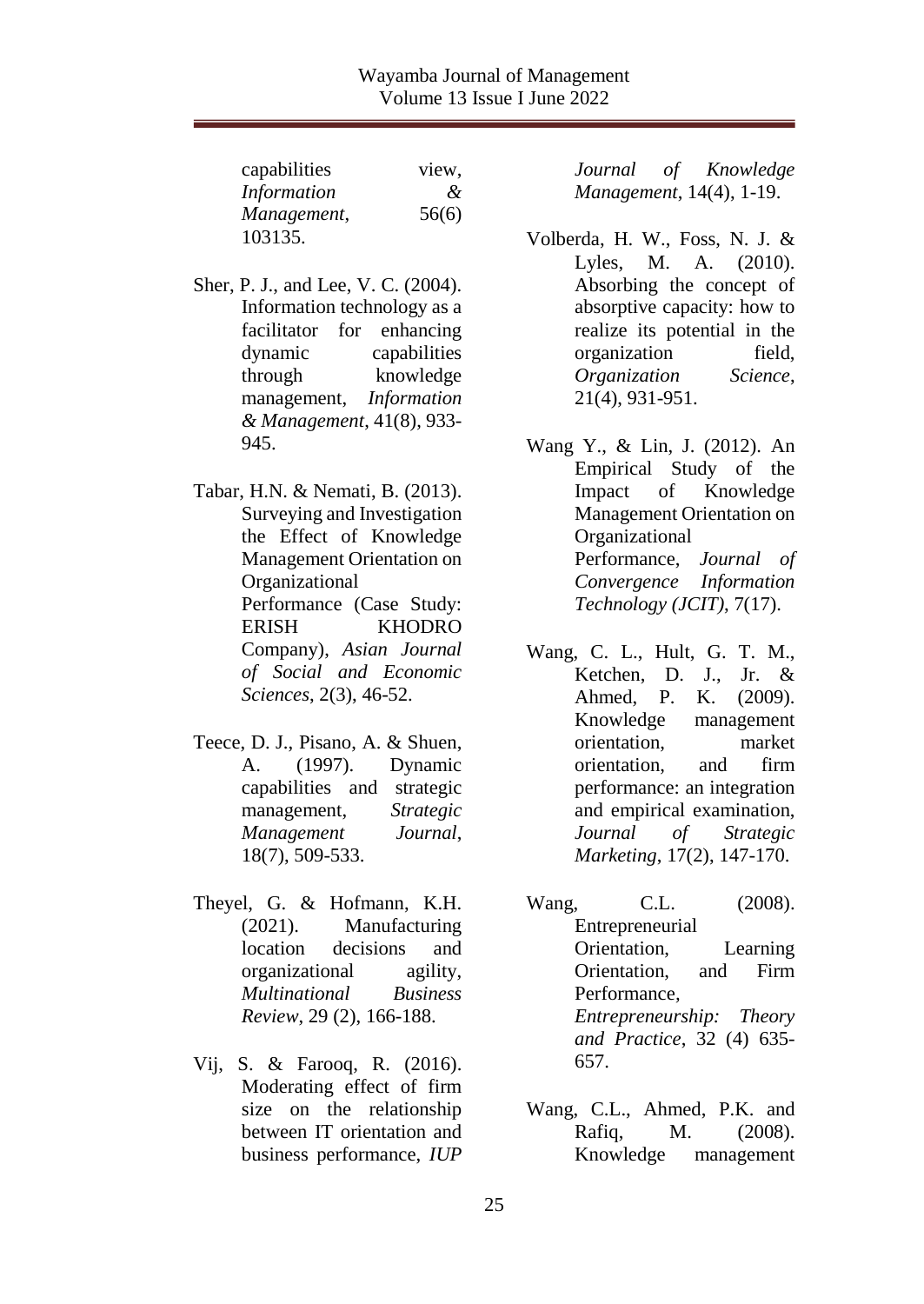capabilities view, *Information & Management*, 56(6) 103135.

Sher, P. J., and Lee, V. C. (2004). Information technology as a facilitator for enhancing dynamic capabilities through knowledge management, *Information & Management*, 41(8), 933-945.

Tabar, H.N. & Nemati, B. (2013). Surveying and Investigation the Effect of Knowledge Management Orientation on Organizational Performance (Case Study: ERISH KHODRO Company), *Asian Journal of Social and Economic Sciences*, 2(3), 46-52.

Teece, D. J., Pisano, A. & Shuen, A. (1997). Dynamic capabilities and strategic management, *Strategic Management Journal*, 18(7), 509-533.

Theyel, G. & Hofmann, K.H. (2021). Manufacturing location decisions and organizational agility, *Multinational Business Review*, 29 (2), 166-188.

Vij, S. & Farooq, R. (2016). Moderating effect of firm size on the relationship between IT orientation and business performance, *IUP Journal of Knowledge Management*, 14(4), 1-19.

Volberda, H. W., Foss, N. J. & Lyles, M. A. (2010). Absorbing the concept of absorptive capacity: how to realize its potential in the organization field, *Organization Science*, 21(4), 931-951.

Wang Y., & Lin, J. (2012). An Empirical Study of the Impact of Knowledge Management Orientation on Organizational Performance, *Journal of Convergence Information Technology (JCIT)*, 7(17).

Wang, C. L., Hult, G. T. M., Ketchen, D. J., Jr. & Ahmed, P. K. (2009). Knowledge management orientation, market orientation, and firm performance: an integration and empirical examination, *Journal of Strategic Marketing*, 17(2), 147-170.

Wang, C.L. (2008). Entrepreneurial Orientation, Learning Orientation, and Firm Performance, *Entrepreneurship: Theory and Practice*, 32 (4) 635-657.

Wang, C.L., Ahmed, P.K. and Rafiq, M. (2008). Knowledge management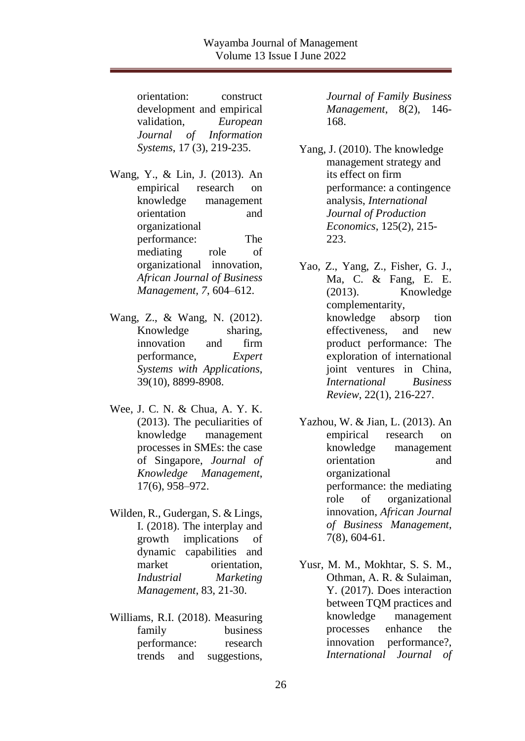orientation: construct development and empirical validation, *European Journal of Information Systems*, 17 (3), 219-235.

Wang, Y., & Lin, J. (2013). An empirical research on knowledge management orientation and organizational performance: The mediating role of organizational innovation, *African Journal of Business Management, 7*, 604–612.

Wang, Z., & Wang, N. (2012). Knowledge sharing, innovation and firm performance, *Expert Systems with Applications*, 39(10), 8899-8908.

Wee, J. C. N. & Chua, A. Y. K. (2013). The peculiarities of knowledge management processes in SMEs: the case of Singapore, *Journal of Knowledge Management*, 17(6), 958–972.

Wilden, R., Gudergan, S. & Lings, I. (2018). The interplay and growth implications of dynamic capabilities and market orientation, *Industrial Marketing Management*, 83, 21-30.

Williams, R.I. (2018). Measuring family business performance: research trends and suggestions, *Journal of Family Business Management*, 8(2), 146-168.

Yang, J. (2010). The knowledge management strategy and its effect on firm performance: a contingence analysis, *International Journal of Production Economics*, 125(2), 215-223.

Yao, Z., Yang, Z., Fisher, G. J., Ma, C. & Fang, E. E. (2013). Knowledge complementarity, knowledge absorp tion effectiveness, and new product performance: The exploration of international joint ventures in China, *International Business Review*, 22(1), 216-227.

Yazhou, W. & Jian, L. (2013). An empirical research on knowledge management orientation and organizational performance: the mediating role of organizational innovation, *African Journal of Business Management*, 7(8), 604-61.

Yusr, M. M., Mokhtar, S. S. M., Othman, A. R. & Sulaiman, Y. (2017). Does interaction between TQM practices and knowledge management processes enhance the innovation performance?, *International Journal of*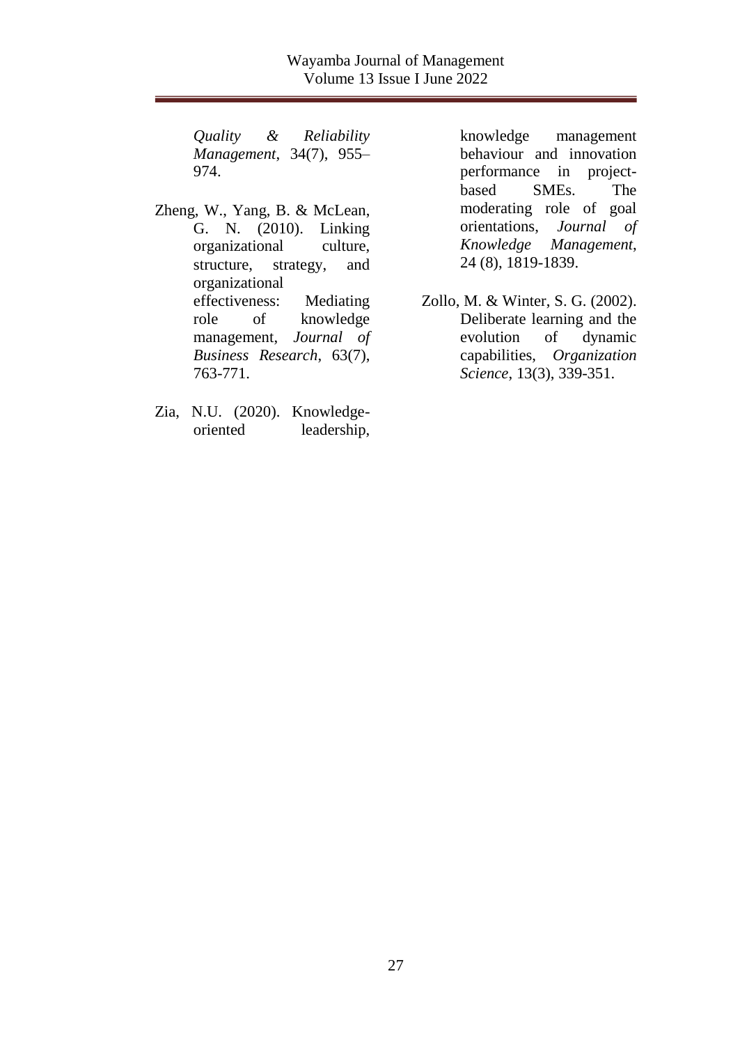*Quality & Reliability Management*, 34(7), 955–974.

Zheng, W., Yang, B. & McLean, G. N. (2010). Linking organizational culture, structure, strategy, and organizational effectiveness: Mediating role of knowledge management, *Journal of Business Research*, 63(7), 763-771.

Zia, N.U. (2020). Knowledge-oriented leadership, knowledge management behaviour and innovation performance in project-based SMEs. The moderating role of goal orientations, *Journal of Knowledge Management*, 24 (8), 1819-1839.

Zollo, M. & Winter, S. G. (2002). Deliberate learning and the evolution of dynamic capabilities, *Organization Science*, 13(3), 339-351.